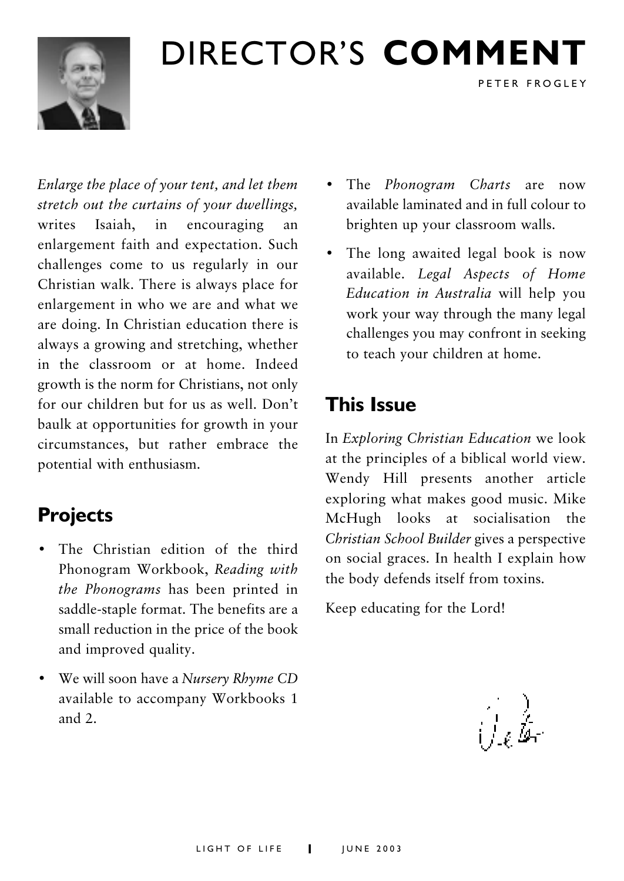# DIRECTOR'S **COMMENT**

PETER FROGLEY

*Enlarge the place of your tent, and let them stretch out the curtains of your dwellings,* writes Isaiah, in encouraging an enlargement faith and expectation. Such challenges come to us regularly in our Christian walk. There is always place for enlargement in who we are and what we are doing. In Christian education there is always a growing and stretching, whether in the classroom or at home. Indeed growth is the norm for Christians, not only for our children but for us as well. Don't baulk at opportunities for growth in your circumstances, but rather embrace the potential with enthusiasm.

## Projects

- The Christian edition of the third Phonogram Workbook, *Reading with the Phonograms* has been printed in saddle-staple format. The benefits are a small reduction in the price of the book and improved quality.
- We will soon have a *Nursery Rhyme CD* available to accompany Workbooks 1 and 2.
- The *Phonogram Charts* are now available laminated and in full colour to brighten up your classroom walls.
- The long awaited legal book is now available. *Legal Aspects of Home Education in Australia* will help you work your way through the many legal challenges you may confront in seeking to teach your children at home.

## This Issue

In *Exploring Christian Education* we look at the principles of a biblical world view. Wendy Hill presents another article exploring what makes good music. Mike McHugh looks at socialisation the *Christian School Builder* gives a perspective on social graces. In health I explain how the body defends itself from toxins.

Keep educating for the Lord!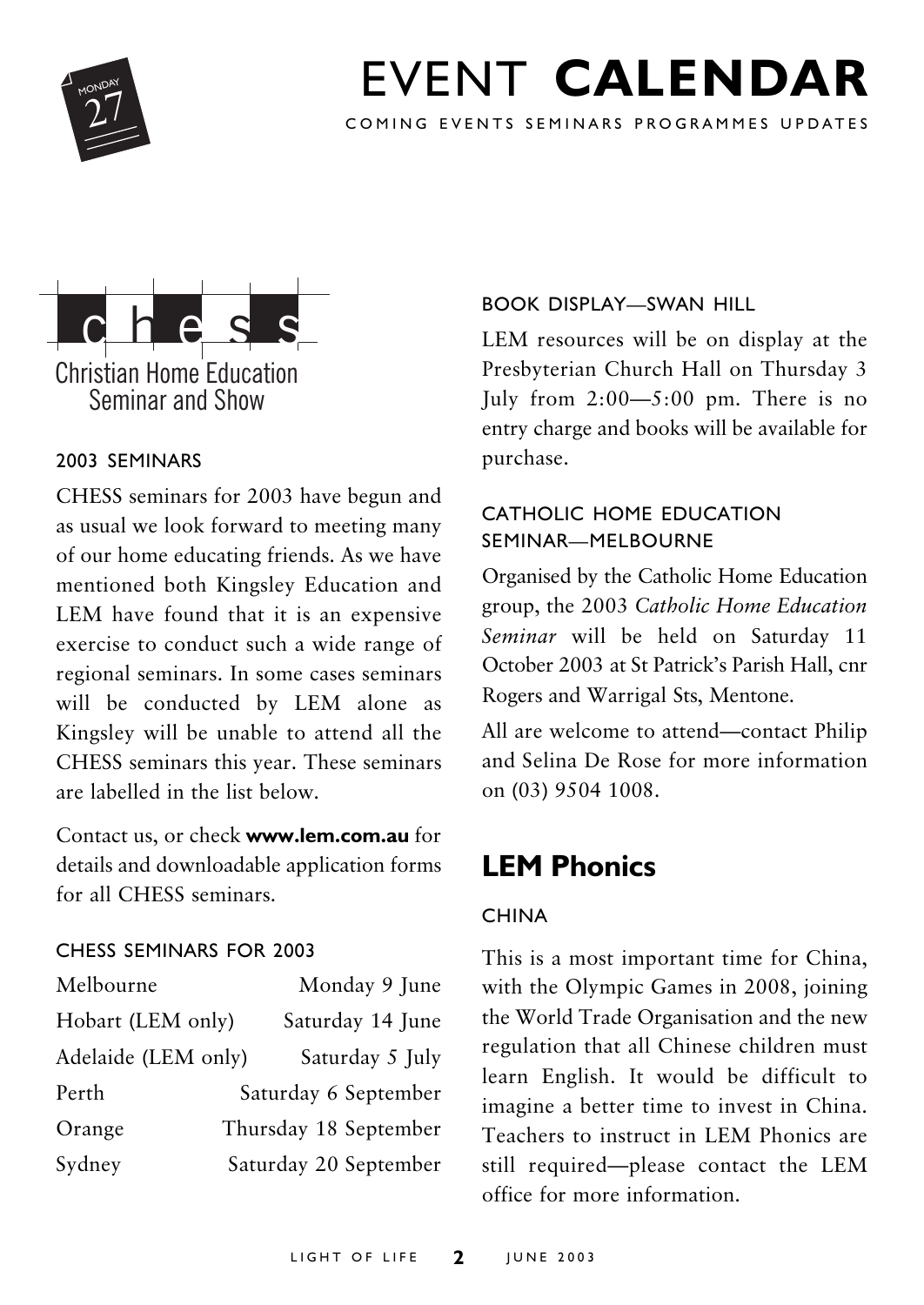# EVENT **CALENDAR**

COMING EVENTS SEMINARS PROGRAMMES UPDATES

## chess

Christian Home Education Seminar and Show

### 2003 SEMINARS

CHESS seminars for 2003 have begun and as usual we look forward to meeting many of our home educating friends. As we have mentioned both Kingsley Education and LEM have found that it is an expensive exercise to conduct such a wide range of regional seminars. In some cases seminars will be conducted by LEM alone as Kingsley will be unable to attend all the CHESS seminars this year. These seminars are labelled in the list below.

Contact us, or check **www.lem.com.au** for details and downloadable application forms for all CHESS seminars.

### CHESS SEMINARS FOR 2003

| | |
|---|---|
| Melbourne | Monday 9 June |
| Hobart (LEM only) | Saturday 14 June |
| Adelaide (LEM only) | Saturday 5 July |
| Perth | Saturday 6 September |
| Orange | Thursday 18 September |
| Sydney | Saturday 20 September |

### BOOK DISPLAY—SWAN HILL

LEM resources will be on display at the Presbyterian Church Hall on Thursday 3 July from 2:00—5:00 pm. There is no entry charge and books will be available for purchase.

### CATHOLIC HOME EDUCATION SEMINAR—MELBOURNE

Organised by the Catholic Home Education group, the 2003 *Catholic Home Education Seminar* will be held on Saturday 11 October 2003 at St Patrick's Parish Hall, cnr Rogers and Warrigal Sts, Mentone.

All are welcome to attend—contact Philip and Selina De Rose for more information on (03) 9504 1008.

## LEM Phonics

### CHINA

This is a most important time for China, with the Olympic Games in 2008, joining the World Trade Organisation and the new regulation that all Chinese children must learn English. It would be difficult to imagine a better time to invest in China. Teachers to instruct in LEM Phonics are still required—please contact the LEM office for more information.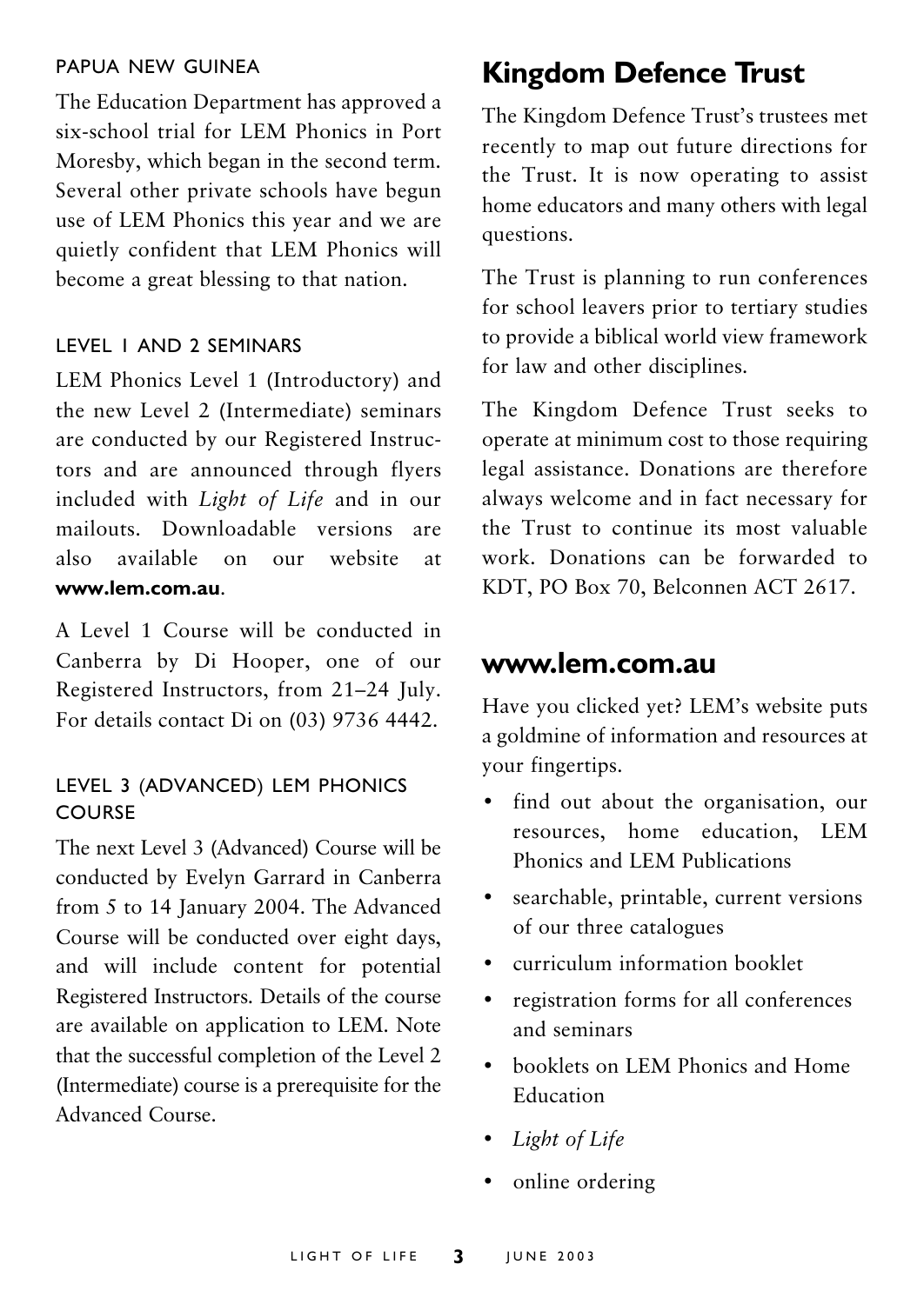### PAPUA NEW GUINEA

The Education Department has approved a six-school trial for LEM Phonics in Port Moresby, which began in the second term. Several other private schools have begun use of LEM Phonics this year and we are quietly confident that LEM Phonics will become a great blessing to that nation.

### LEVEL 1 AND 2 SEMINARS

LEM Phonics Level 1 (Introductory) and the new Level 2 (Intermediate) seminars are conducted by our Registered Instructors and are announced through flyers included with *Light of Life* and in our mailouts. Downloadable versions are also available on our website at **www.lem.com.au**.

A Level 1 Course will be conducted in Canberra by Di Hooper, one of our Registered Instructors, from 21–24 July. For details contact Di on (03) 9736 4442.

### LEVEL 3 (ADVANCED) LEM PHONICS COURSE

The next Level 3 (Advanced) Course will be conducted by Evelyn Garrard in Canberra from 5 to 14 January 2004. The Advanced Course will be conducted over eight days, and will include content for potential Registered Instructors. Details of the course are available on application to LEM. Note that the successful completion of the Level 2 (Intermediate) course is a prerequisite for the Advanced Course.

## Kingdom Defence Trust

The Kingdom Defence Trust's trustees met recently to map out future directions for the Trust. It is now operating to assist home educators and many others with legal questions.

The Trust is planning to run conferences for school leavers prior to tertiary studies to provide a biblical world view framework for law and other disciplines.

The Kingdom Defence Trust seeks to operate at minimum cost to those requiring legal assistance. Donations are therefore always welcome and in fact necessary for the Trust to continue its most valuable work. Donations can be forwarded to KDT, PO Box 70, Belconnen ACT 2617.

## www.lem.com.au

Have you clicked yet? LEM's website puts a goldmine of information and resources at your fingertips.

- find out about the organisation, our resources, home education, LEM Phonics and LEM Publications
- searchable, printable, current versions of our three catalogues
- curriculum information booklet
- registration forms for all conferences and seminars
- booklets on LEM Phonics and Home Education
- *Light of Life*
- online ordering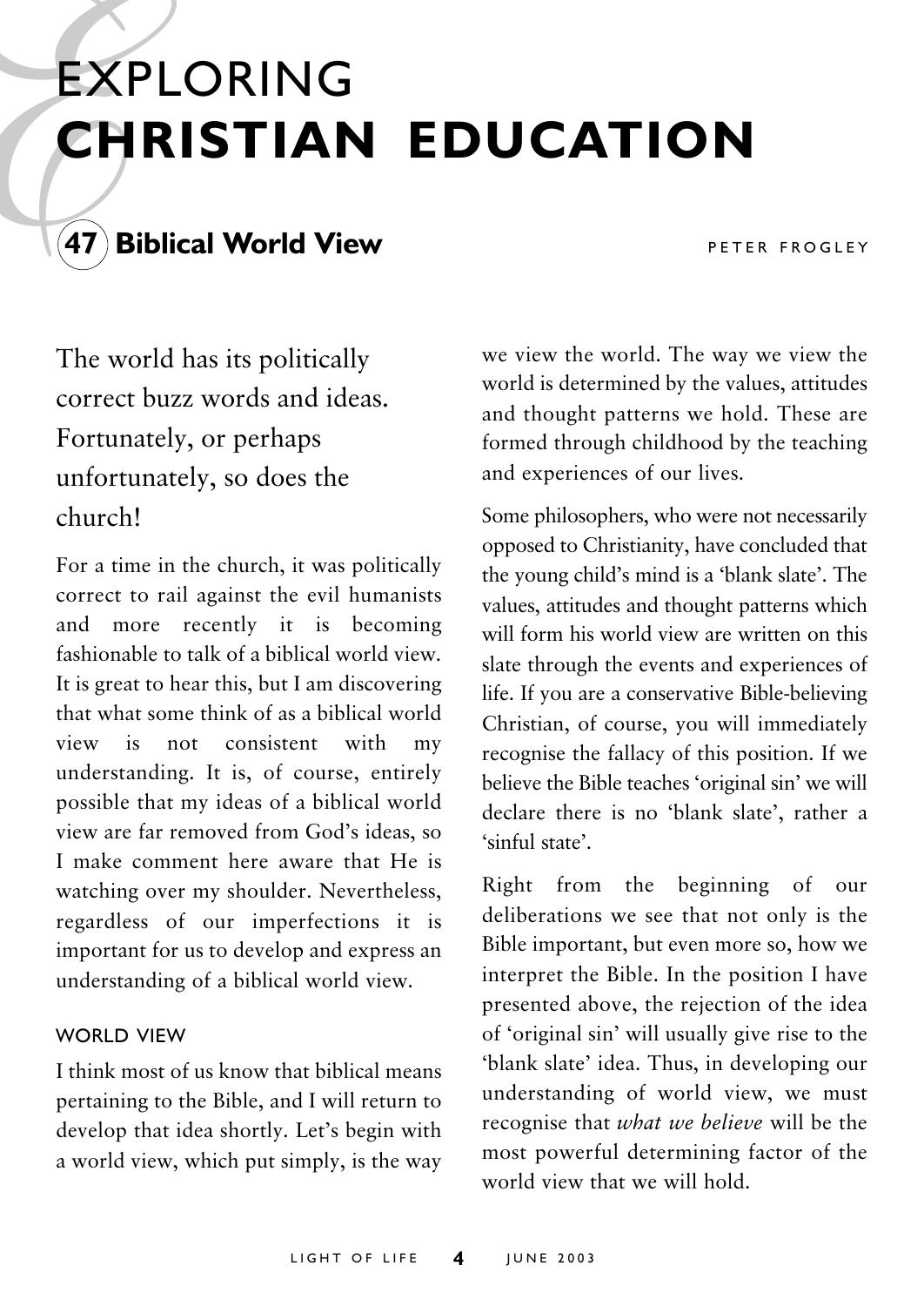# EXPLORING **CHRISTIAN EDUCATION**

## 47 Biblical World View

PETER FROGLEY

The world has its politically correct buzz words and ideas. Fortunately, or perhaps unfortunately, so does the church!

For a time in the church, it was politically correct to rail against the evil humanists and more recently it is becoming fashionable to talk of a biblical world view. It is great to hear this, but I am discovering that what some think of as a biblical world view is not consistent with my understanding. It is, of course, entirely possible that my ideas of a biblical world view are far removed from God's ideas, so I make comment here aware that He is watching over my shoulder. Nevertheless, regardless of our imperfections it is important for us to develop and express an understanding of a biblical world view.

### WORLD VIEW

I think most of us know that biblical means pertaining to the Bible, and I will return to develop that idea shortly. Let's begin with a world view, which put simply, is the way we view the world. The way we view the world is determined by the values, attitudes and thought patterns we hold. These are formed through childhood by the teaching and experiences of our lives.

Some philosophers, who were not necessarily opposed to Christianity, have concluded that the young child's mind is a 'blank slate'. The values, attitudes and thought patterns which will form his world view are written on this slate through the events and experiences of life. If you are a conservative Bible-believing Christian, of course, you will immediately recognise the fallacy of this position. If we believe the Bible teaches 'original sin' we will declare there is no 'blank slate', rather a 'sinful state'.

Right from the beginning of our deliberations we see that not only is the Bible important, but even more so, how we interpret the Bible. In the position I have presented above, the rejection of the idea of 'original sin' will usually give rise to the 'blank slate' idea. Thus, in developing our understanding of world view, we must recognise that *what we believe* will be the most powerful determining factor of the world view that we will hold.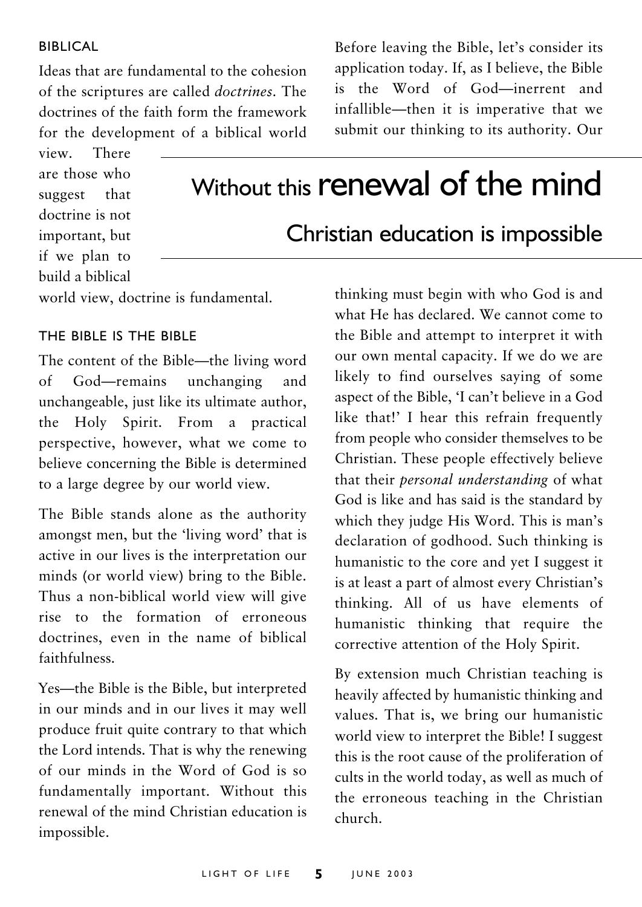### BIBLICAL

Ideas that are fundamental to the cohesion of the scriptures are called *doctrines*. The doctrines of the faith form the framework for the development of a biblical world view. There are those who suggest that doctrine is not important, but if we plan to build a biblical world view, doctrine is fundamental.

### THE BIBLE IS THE BIBLE

The content of the Bible—the living word of God—remains unchanging and unchangeable, just like its ultimate author, the Holy Spirit. From a practical perspective, however, what we come to believe concerning the Bible is determined to a large degree by our world view.

The Bible stands alone as the authority amongst men, but the 'living word' that is active in our lives is the interpretation our minds (or world view) bring to the Bible. Thus a non-biblical world view will give rise to the formation of erroneous doctrines, even in the name of biblical faithfulness.

Yes—the Bible is the Bible, but interpreted in our minds and in our lives it may well produce fruit quite contrary to that which the Lord intends. That is why the renewing of our minds in the Word of God is so fundamentally important. Without this renewal of the mind Christian education is impossible.

> Without this **renewal of the mind** Christian education is impossible

Before leaving the Bible, let's consider its application today. If, as I believe, the Bible is the Word of God—inerrent and infallible—then it is imperative that we submit our thinking to its authority. Our thinking must begin with who God is and what He has declared. We cannot come to the Bible and attempt to interpret it with our own mental capacity. If we do we are likely to find ourselves saying of some aspect of the Bible, 'I can't believe in a God like that!' I hear this refrain frequently from people who consider themselves to be Christian. These people effectively believe that their *personal understanding* of what God is like and has said is the standard by which they judge His Word. This is man's declaration of godhood. Such thinking is humanistic to the core and yet I suggest it is at least a part of almost every Christian's thinking. All of us have elements of humanistic thinking that require the corrective attention of the Holy Spirit.

By extension much Christian teaching is heavily affected by humanistic thinking and values. That is, we bring our humanistic world view to interpret the Bible! I suggest this is the root cause of the proliferation of cults in the world today, as well as much of the erroneous teaching in the Christian church.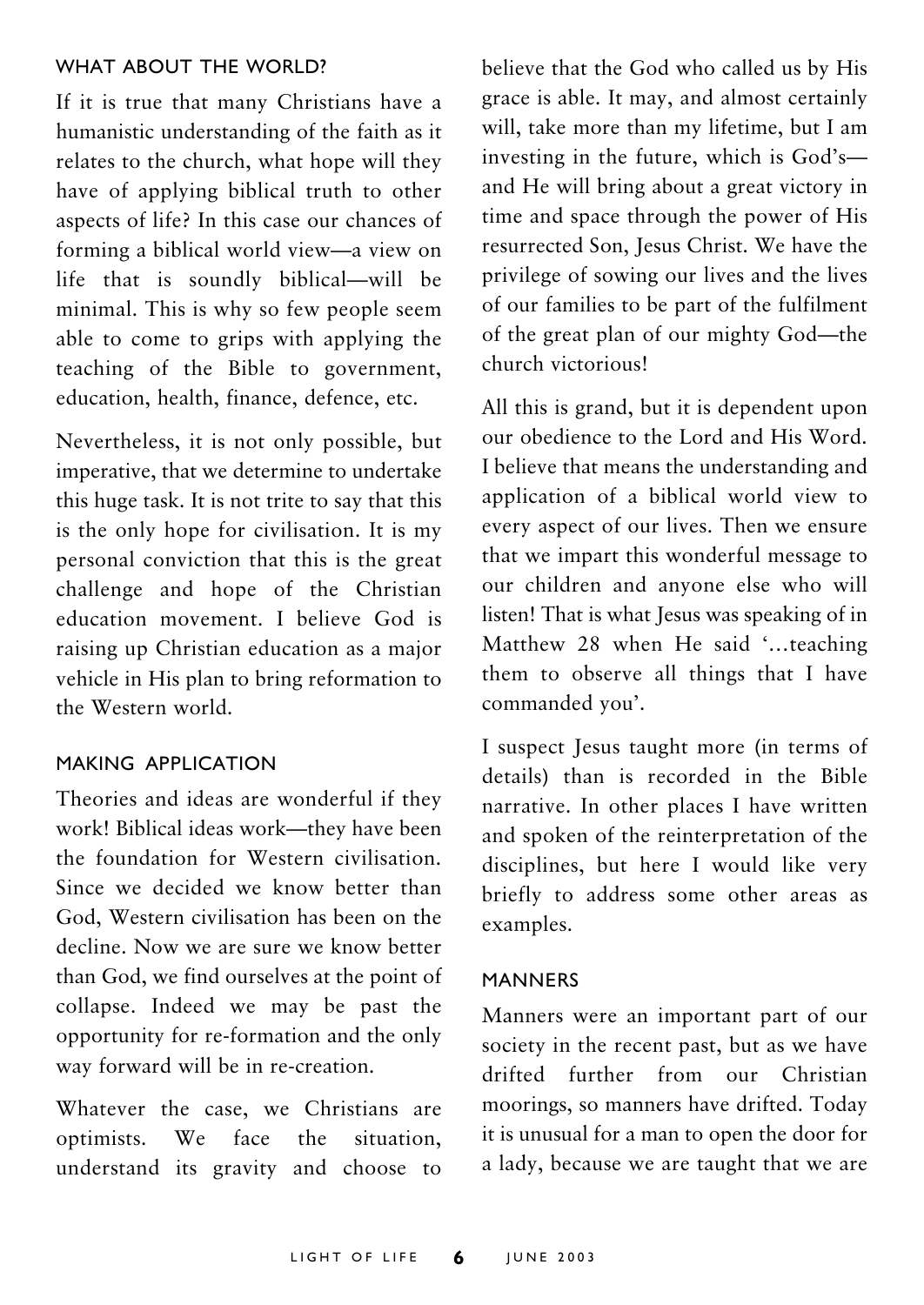## WHAT ABOUT THE WORLD?

If it is true that many Christians have a humanistic understanding of the faith as it relates to the church, what hope will they have of applying biblical truth to other aspects of life? In this case our chances of forming a biblical world view—a view on life that is soundly biblical—will be minimal. This is why so few people seem able to come to grips with applying the teaching of the Bible to government, education, health, finance, defence, etc.

Nevertheless, it is not only possible, but imperative, that we determine to undertake this huge task. It is not trite to say that this is the only hope for civilisation. It is my personal conviction that this is the great challenge and hope of the Christian education movement. I believe God is raising up Christian education as a major vehicle in His plan to bring reformation to the Western world.

## MAKING APPLICATION

Theories and ideas are wonderful if they work! Biblical ideas work—they have been the foundation for Western civilisation. Since we decided we know better than God, Western civilisation has been on the decline. Now we are sure we know better than God, we find ourselves at the point of collapse. Indeed we may be past the opportunity for re-formation and the only way forward will be in re-creation.

Whatever the case, we Christians are optimists. We face the situation, understand its gravity and choose to believe that the God who called us by His grace is able. It may, and almost certainly will, take more than my lifetime, but I am investing in the future, which is God's—and He will bring about a great victory in time and space through the power of His resurrected Son, Jesus Christ. We have the privilege of sowing our lives and the lives of our families to be part of the fulfilment of the great plan of our mighty God—the church victorious!

All this is grand, but it is dependent upon our obedience to the Lord and His Word. I believe that means the understanding and application of a biblical world view to every aspect of our lives. Then we ensure that we impart this wonderful message to our children and anyone else who will listen! That is what Jesus was speaking of in Matthew 28 when He said '...teaching them to observe all things that I have commanded you'.

I suspect Jesus taught more (in terms of details) than is recorded in the Bible narrative. In other places I have written and spoken of the reinterpretation of the disciplines, but here I would like very briefly to address some other areas as examples.

## MANNERS

Manners were an important part of our society in the recent past, but as we have drifted further from our Christian moorings, so manners have drifted. Today it is unusual for a man to open the door for a lady, because we are taught that we are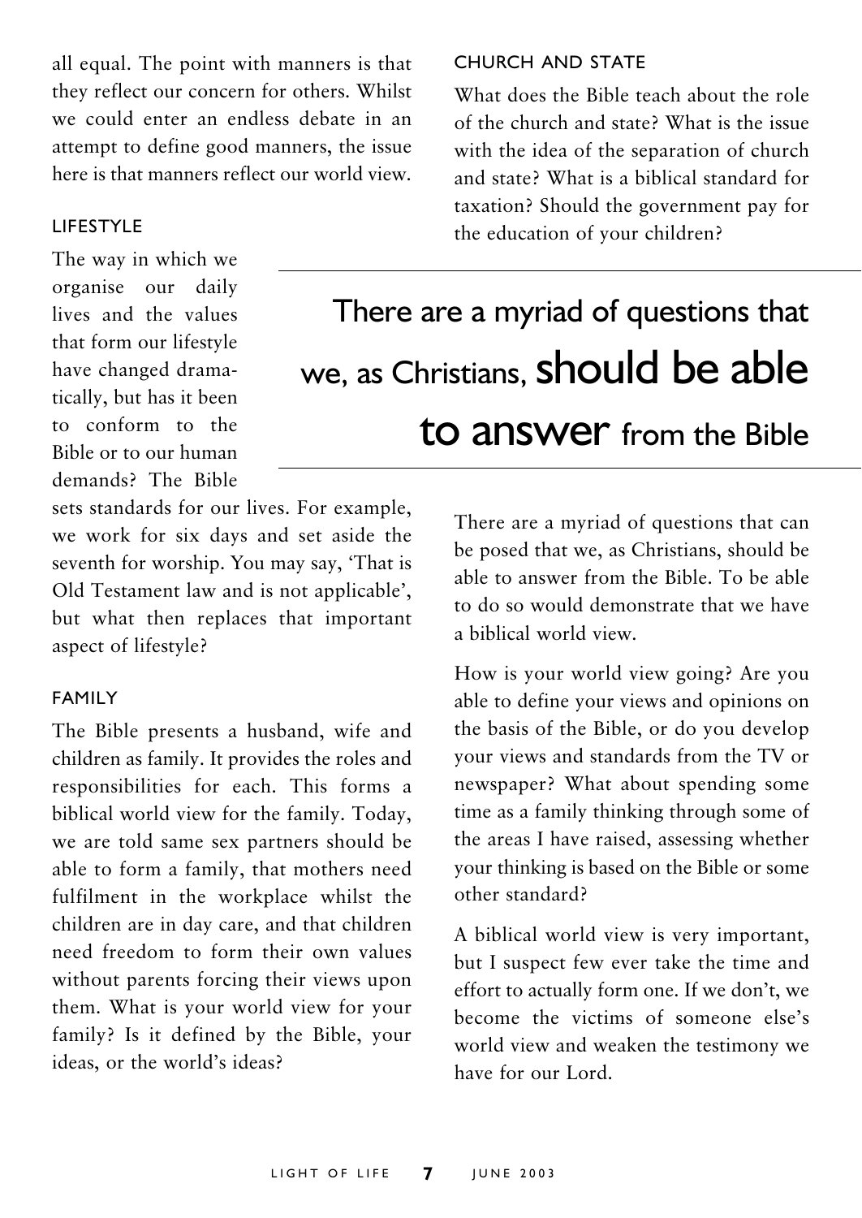all equal. The point with manners is that they reflect our concern for others. Whilst we could enter an endless debate in an attempt to define good manners, the issue here is that manners reflect our world view.

### LIFESTYLE

The way in which we organise our daily lives and the values that form our lifestyle have changed dramatically, but has it been to conform to the Bible or to our human demands? The Bible sets standards for our lives. For example, we work for six days and set aside the seventh for worship. You may say, 'That is Old Testament law and is not applicable', but what then replaces that important aspect of lifestyle?

### FAMILY

The Bible presents a husband, wife and children as family. It provides the roles and responsibilities for each. This forms a biblical world view for the family. Today, we are told same sex partners should be able to form a family, that mothers need fulfilment in the workplace whilst the children are in day care, and that children need freedom to form their own values without parents forcing their views upon them. What is your world view for your family? Is it defined by the Bible, your ideas, or the world's ideas?

### CHURCH AND STATE

What does the Bible teach about the role of the church and state? What is the issue with the idea of the separation of church and state? What is a biblical standard for taxation? Should the government pay for the education of your children?

> There are a myriad of questions that we, as Christians, **should be able to answer** from the Bible

There are a myriad of questions that can be posed that we, as Christians, should be able to answer from the Bible. To be able to do so would demonstrate that we have a biblical world view.

How is your world view going? Are you able to define your views and opinions on the basis of the Bible, or do you develop your views and standards from the TV or newspaper? What about spending some time as a family thinking through some of the areas I have raised, assessing whether your thinking is based on the Bible or some other standard?

A biblical world view is very important, but I suspect few ever take the time and effort to actually form one. If we don't, we become the victims of someone else's world view and weaken the testimony we have for our Lord.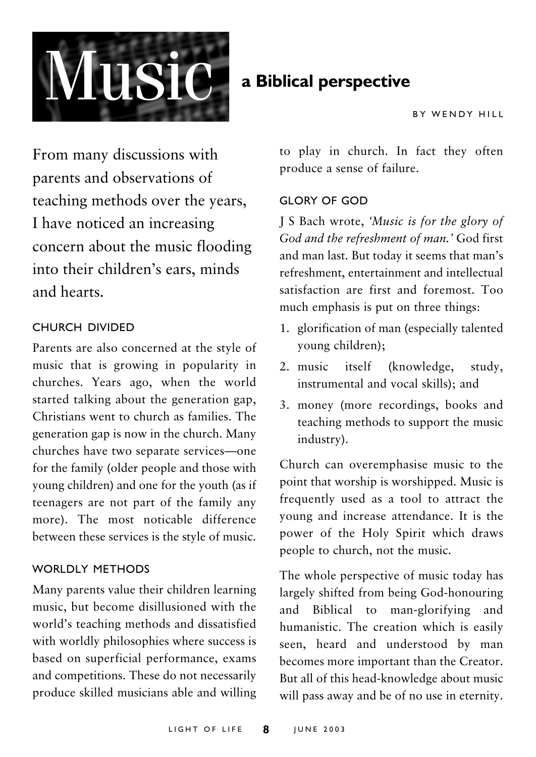# Music

## a Biblical perspective

BY WENDY HILL

From many discussions with parents and observations of teaching methods over the years, I have noticed an increasing concern about the music flooding into their children's ears, minds and hearts.

### CHURCH DIVIDED

Parents are also concerned at the style of music that is growing in popularity in churches. Years ago, when the world started talking about the generation gap, Christians went to church as families. The generation gap is now in the church. Many churches have two separate services—one for the family (older people and those with young children) and one for the youth (as if teenagers are not part of the family any more). The most noticable difference between these services is the style of music.

### WORLDLY METHODS

Many parents value their children learning music, but become disillusioned with the world's teaching methods and dissatisfied with worldly philosophies where success is based on superficial performance, exams and competitions. These do not necessarily produce skilled musicians able and willing to play in church. In fact they often produce a sense of failure.

### GLORY OF GOD

J S Bach wrote, *'Music is for the glory of God and the refreshment of man.'* God first and man last. But today it seems that man's refreshment, entertainment and intellectual satisfaction are first and foremost. Too much emphasis is put on three things:

1. glorification of man (especially talented young children);
2. music itself (knowledge, study, instrumental and vocal skills); and
3. money (more recordings, books and teaching methods to support the music industry).

Church can overemphasise music to the point that worship is worshipped. Music is frequently used as a tool to attract the young and increase attendance. It is the power of the Holy Spirit which draws people to church, not the music.

The whole perspective of music today has largely shifted from being God-honouring and Biblical to man-glorifying and humanistic. The creation which is easily seen, heard and understood by man becomes more important than the Creator. But all of this head-knowledge about music will pass away and be of no use in eternity.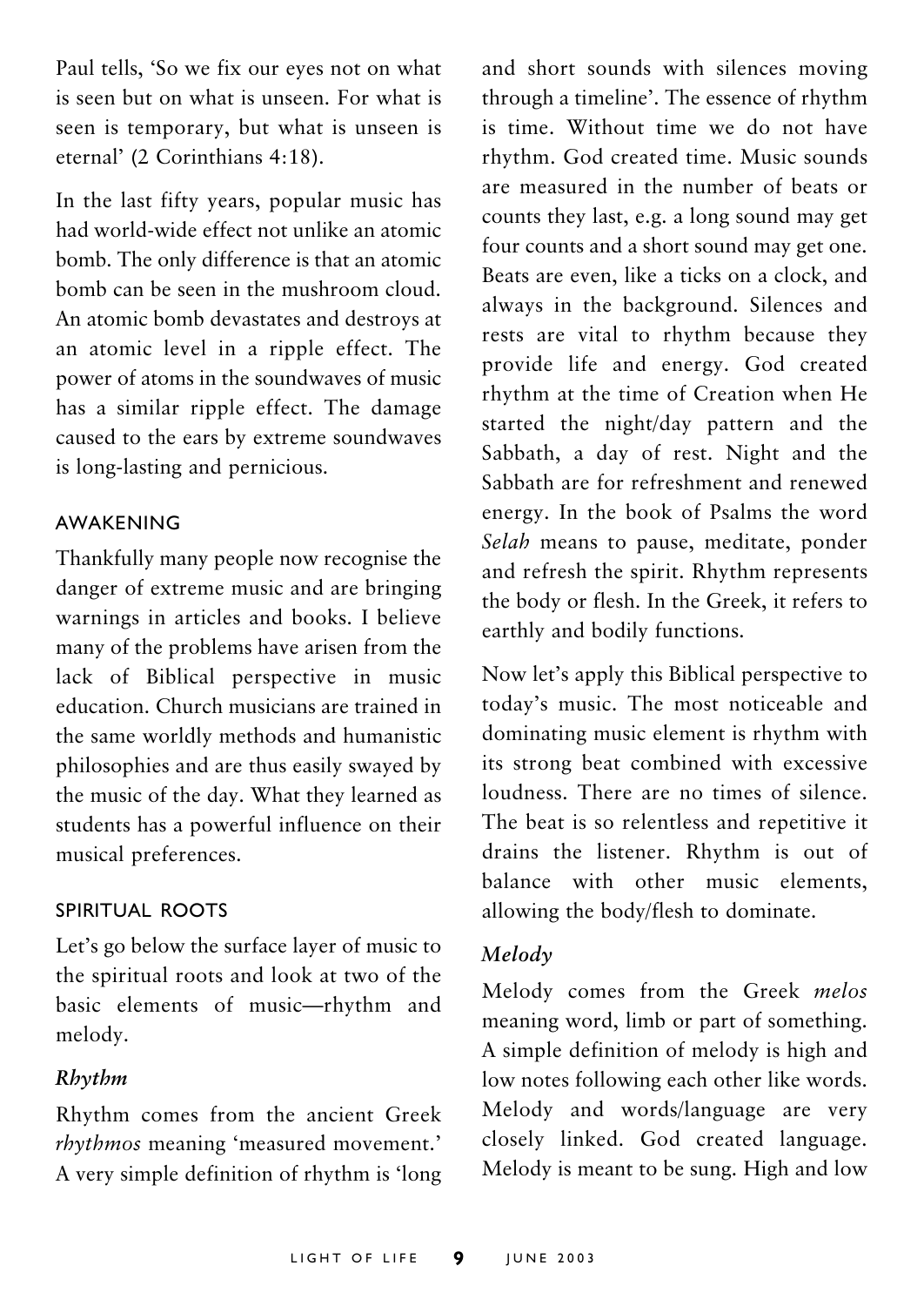Paul tells, 'So we fix our eyes not on what is seen but on what is unseen. For what is seen is temporary, but what is unseen is eternal' (2 Corinthians 4:18).

In the last fifty years, popular music has had world-wide effect not unlike an atomic bomb. The only difference is that an atomic bomb can be seen in the mushroom cloud. An atomic bomb devastates and destroys at an atomic level in a ripple effect. The power of atoms in the soundwaves of music has a similar ripple effect. The damage caused to the ears by extreme soundwaves is long-lasting and pernicious.

## AWAKENING

Thankfully many people now recognise the danger of extreme music and are bringing warnings in articles and books. I believe many of the problems have arisen from the lack of Biblical perspective in music education. Church musicians are trained in the same worldly methods and humanistic philosophies and are thus easily swayed by the music of the day. What they learned as students has a powerful influence on their musical preferences.

## SPIRITUAL ROOTS

Let's go below the surface layer of music to the spiritual roots and look at two of the basic elements of music—rhythm and melody.

### *Rhythm*

Rhythm comes from the ancient Greek *rhythmos* meaning 'measured movement.' A very simple definition of rhythm is 'long and short sounds with silences moving through a timeline'. The essence of rhythm is time. Without time we do not have rhythm. God created time. Music sounds are measured in the number of beats or counts they last, e.g. a long sound may get four counts and a short sound may get one. Beats are even, like a ticks on a clock, and always in the background. Silences and rests are vital to rhythm because they provide life and energy. God created rhythm at the time of Creation when He started the night/day pattern and the Sabbath, a day of rest. Night and the Sabbath are for refreshment and renewed energy. In the book of Psalms the word *Selah* means to pause, meditate, ponder and refresh the spirit. Rhythm represents the body or flesh. In the Greek, it refers to earthly and bodily functions.

Now let's apply this Biblical perspective to today's music. The most noticeable and dominating music element is rhythm with its strong beat combined with excessive loudness. There are no times of silence. The beat is so relentless and repetitive it drains the listener. Rhythm is out of balance with other music elements, allowing the body/flesh to dominate.

### *Melody*

Melody comes from the Greek *melos* meaning word, limb or part of something. A simple definition of melody is high and low notes following each other like words. Melody and words/language are very closely linked. God created language. Melody is meant to be sung. High and low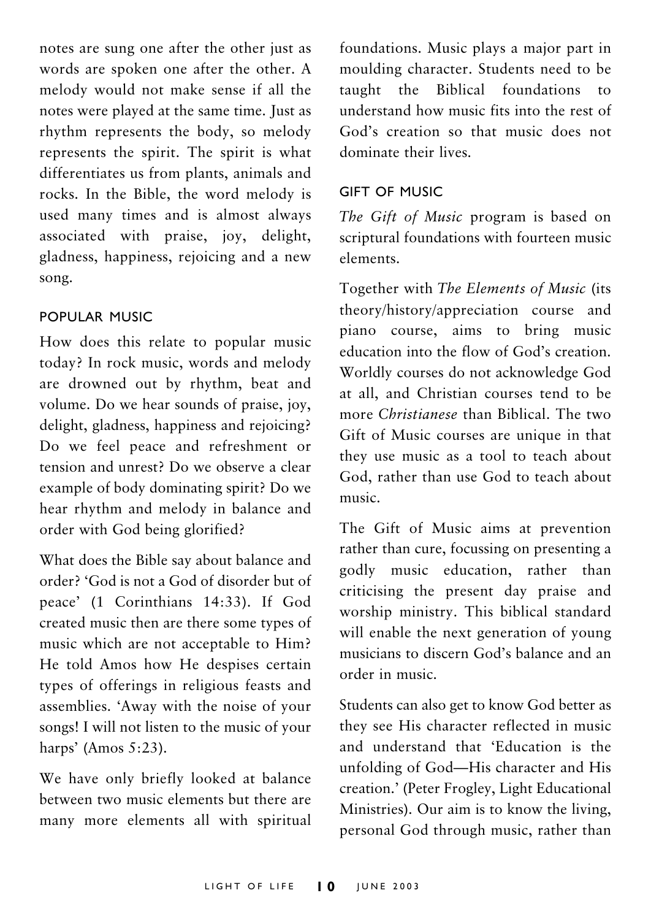notes are sung one after the other just as words are spoken one after the other. A melody would not make sense if all the notes were played at the same time. Just as rhythm represents the body, so melody represents the spirit. The spirit is what differentiates us from plants, animals and rocks. In the Bible, the word melody is used many times and is almost always associated with praise, joy, delight, gladness, happiness, rejoicing and a new song.

## POPULAR MUSIC

How does this relate to popular music today? In rock music, words and melody are drowned out by rhythm, beat and volume. Do we hear sounds of praise, joy, delight, gladness, happiness and rejoicing? Do we feel peace and refreshment or tension and unrest? Do we observe a clear example of body dominating spirit? Do we hear rhythm and melody in balance and order with God being glorified?

What does the Bible say about balance and order? 'God is not a God of disorder but of peace' (1 Corinthians 14:33). If God created music then are there some types of music which are not acceptable to Him? He told Amos how He despises certain types of offerings in religious feasts and assemblies. 'Away with the noise of your songs! I will not listen to the music of your harps' (Amos 5:23).

We have only briefly looked at balance between two music elements but there are many more elements all with spiritual foundations. Music plays a major part in moulding character. Students need to be taught the Biblical foundations to understand how music fits into the rest of God's creation so that music does not dominate their lives.

## GIFT OF MUSIC

*The Gift of Music* program is based on scriptural foundations with fourteen music elements.

Together with *The Elements of Music* (its theory/history/appreciation course and piano course, aims to bring music education into the flow of God's creation. Worldly courses do not acknowledge God at all, and Christian courses tend to be more *Christianese* than Biblical. The two Gift of Music courses are unique in that they use music as a tool to teach about God, rather than use God to teach about music.

The Gift of Music aims at prevention rather than cure, focussing on presenting a godly music education, rather than criticising the present day praise and worship ministry. This biblical standard will enable the next generation of young musicians to discern God's balance and an order in music.

Students can also get to know God better as they see His character reflected in music and understand that 'Education is the unfolding of God—His character and His creation.' (Peter Frogley, Light Educational Ministries). Our aim is to know the living, personal God through music, rather than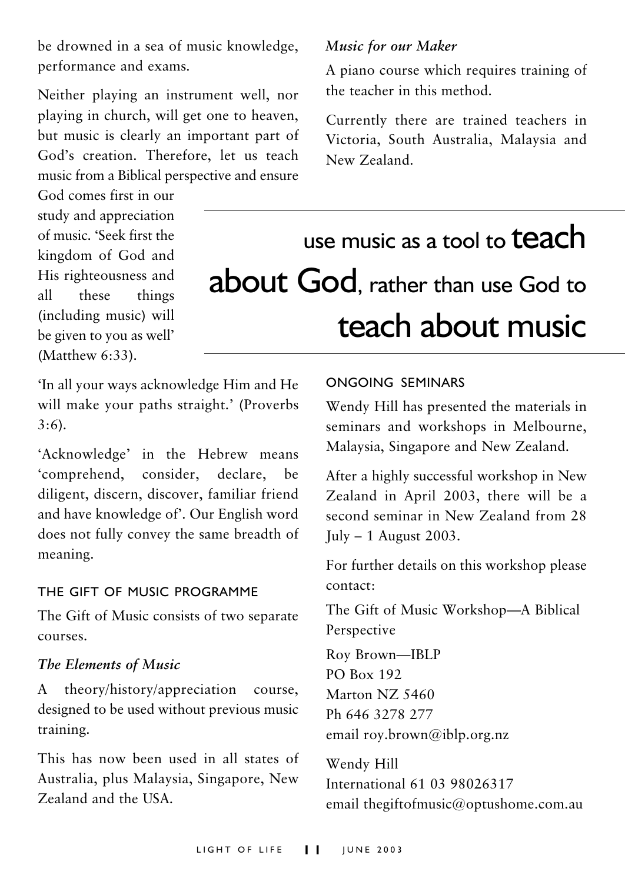be drowned in a sea of music knowledge, performance and exams.

Neither playing an instrument well, nor playing in church, will get one to heaven, but music is clearly an important part of God's creation. Therefore, let us teach music from a Biblical perspective and ensure God comes first in our study and appreciation of music. 'Seek first the kingdom of God and His righteousness and all these things (including music) will be given to you as well' (Matthew 6:33).

'In all your ways acknowledge Him and He will make your paths straight.' (Proverbs 3:6).

'Acknowledge' in the Hebrew means 'comprehend, consider, declare, be diligent, discern, discover, familiar friend and have knowledge of'. Our English word does not fully convey the same breadth of meaning.

## THE GIFT OF MUSIC PROGRAMME

The Gift of Music consists of two separate courses.

*The Elements of Music*

A theory/history/appreciation course, designed to be used without previous music training.

This has now been used in all states of Australia, plus Malaysia, Singapore, New Zealand and the USA.

*Music for our Maker*

A piano course which requires training of the teacher in this method.

Currently there are trained teachers in Victoria, South Australia, Malaysia and New Zealand.

> use music as a tool to **teach about God**, rather than use God to **teach about music**

## ONGOING SEMINARS

Wendy Hill has presented the materials in seminars and workshops in Melbourne, Malaysia, Singapore and New Zealand.

After a highly successful workshop in New Zealand in April 2003, there will be a second seminar in New Zealand from 28 July – 1 August 2003.

For further details on this workshop please contact:

The Gift of Music Workshop—A Biblical Perspective

Roy Brown—IBLP
PO Box 192
Marton NZ 5460
Ph 646 3278 277
email roy.brown@iblp.org.nz

Wendy Hill
International 61 03 98026317
email thegiftofmusic@optushome.com.au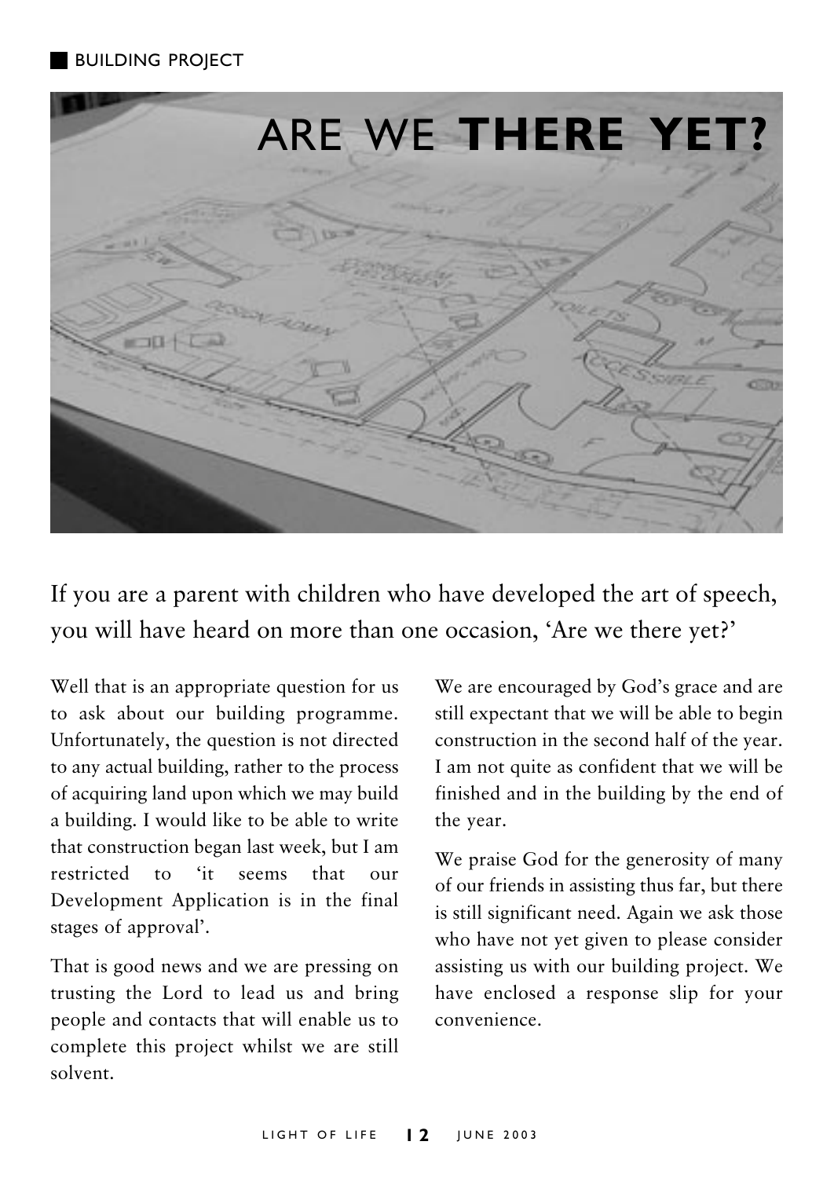BUILDING PROJECT

# ARE WE **THERE YET?**

If you are a parent with children who have developed the art of speech, you will have heard on more than one occasion, 'Are we there yet?'

Well that is an appropriate question for us to ask about our building programme. Unfortunately, the question is not directed to any actual building, rather to the process of acquiring land upon which we may build a building. I would like to be able to write that construction began last week, but I am restricted to 'it seems that our Development Application is in the final stages of approval'.

That is good news and we are pressing on trusting the Lord to lead us and bring people and contacts that will enable us to complete this project whilst we are still solvent.

We are encouraged by God's grace and are still expectant that we will be able to begin construction in the second half of the year. I am not quite as confident that we will be finished and in the building by the end of the year.

We praise God for the generosity of many of our friends in assisting thus far, but there is still significant need. Again we ask those who have not yet given to please consider assisting us with our building project. We have enclosed a response slip for your convenience.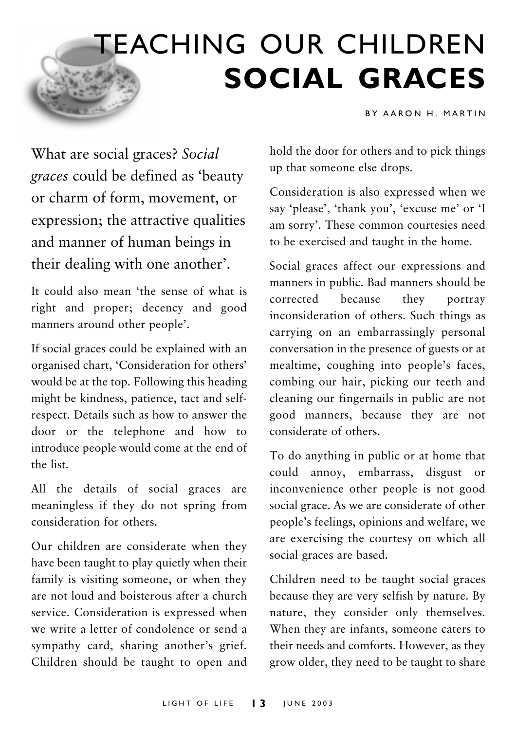# TEACHING OUR CHILDREN **SOCIAL GRACES**

BY AARON H. MARTIN

What are social graces? *Social graces* could be defined as 'beauty or charm of form, movement, or expression; the attractive qualities and manner of human beings in their dealing with one another'.

It could also mean 'the sense of what is right and proper; decency and good manners around other people'.

If social graces could be explained with an organised chart, 'Consideration for others' would be at the top. Following this heading might be kindness, patience, tact and self-respect. Details such as how to answer the door or the telephone and how to introduce people would come at the end of the list.

All the details of social graces are meaningless if they do not spring from consideration for others.

Our children are considerate when they have been taught to play quietly when their family is visiting someone, or when they are not loud and boisterous after a church service. Consideration is expressed when we write a letter of condolence or send a sympathy card, sharing another's grief. Children should be taught to open and hold the door for others and to pick things up that someone else drops.

Consideration is also expressed when we say 'please', 'thank you', 'excuse me' or 'I am sorry'. These common courtesies need to be exercised and taught in the home.

Social graces affect our expressions and manners in public. Bad manners should be corrected because they portray inconsideration of others. Such things as carrying on an embarrassingly personal conversation in the presence of guests or at mealtime, coughing into people's faces, combing our hair, picking our teeth and cleaning our fingernails in public are not good manners, because they are not considerate of others.

To do anything in public or at home that could annoy, embarrass, disgust or inconvenience other people is not good social grace. As we are considerate of other people's feelings, opinions and welfare, we are exercising the courtesy on which all social graces are based.

Children need to be taught social graces because they are very selfish by nature. By nature, they consider only themselves. When they are infants, someone caters to their needs and comforts. However, as they grow older, they need to be taught to share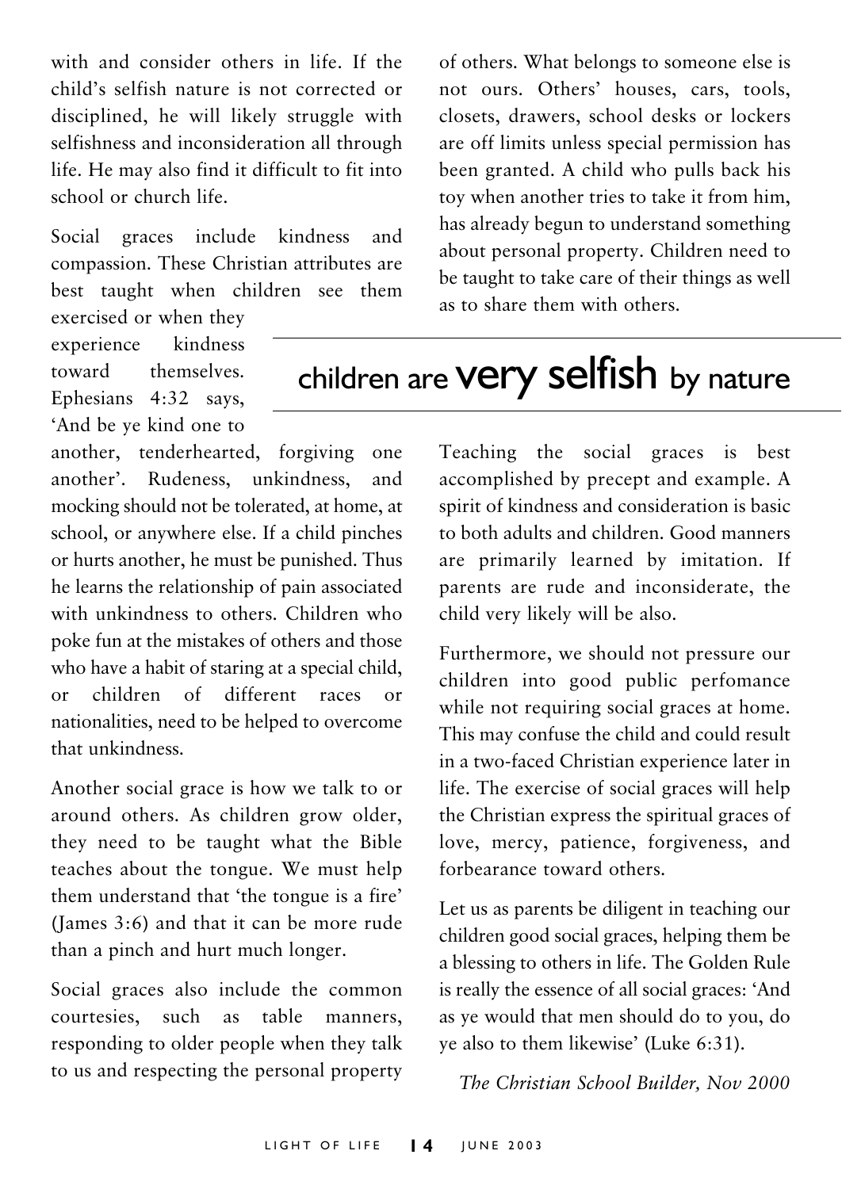with and consider others in life. If the child's selfish nature is not corrected or disciplined, he will likely struggle with selfishness and inconsideration all through life. He may also find it difficult to fit into school or church life.

Social graces include kindness and compassion. These Christian attributes are best taught when children see them exercised or when they experience kindness toward themselves. Ephesians 4:32 says, 'And be ye kind one to another, tenderhearted, forgiving one another'. Rudeness, unkindness, and mocking should not be tolerated, at home, at school, or anywhere else. If a child pinches or hurts another, he must be punished. Thus he learns the relationship of pain associated with unkindness to others. Children who poke fun at the mistakes of others and those who have a habit of staring at a special child, or children of different races or nationalities, need to be helped to overcome that unkindness.

Another social grace is how we talk to or around others. As children grow older, they need to be taught what the Bible teaches about the tongue. We must help them understand that 'the tongue is a fire' (James 3:6) and that it can be more rude than a pinch and hurt much longer.

Social graces also include the common courtesies, such as table manners, responding to older people when they talk to us and respecting the personal property of others. What belongs to someone else is not ours. Others' houses, cars, tools, closets, drawers, school desks or lockers are off limits unless special permission has been granted. A child who pulls back his toy when another tries to take it from him, has already begun to understand something about personal property. Children need to be taught to take care of their things as well as to share them with others.

## children are very selfish by nature

Teaching the social graces is best accomplished by precept and example. A spirit of kindness and consideration is basic to both adults and children. Good manners are primarily learned by imitation. If parents are rude and inconsiderate, the child very likely will be also.

Furthermore, we should not pressure our children into good public perfomance while not requiring social graces at home. This may confuse the child and could result in a two-faced Christian experience later in life. The exercise of social graces will help the Christian express the spiritual graces of love, mercy, patience, forgiveness, and forbearance toward others.

Let us as parents be diligent in teaching our children good social graces, helping them be a blessing to others in life. The Golden Rule is really the essence of all social graces: 'And as ye would that men should do to you, do ye also to them likewise' (Luke 6:31).

*The Christian School Builder, Nov 2000*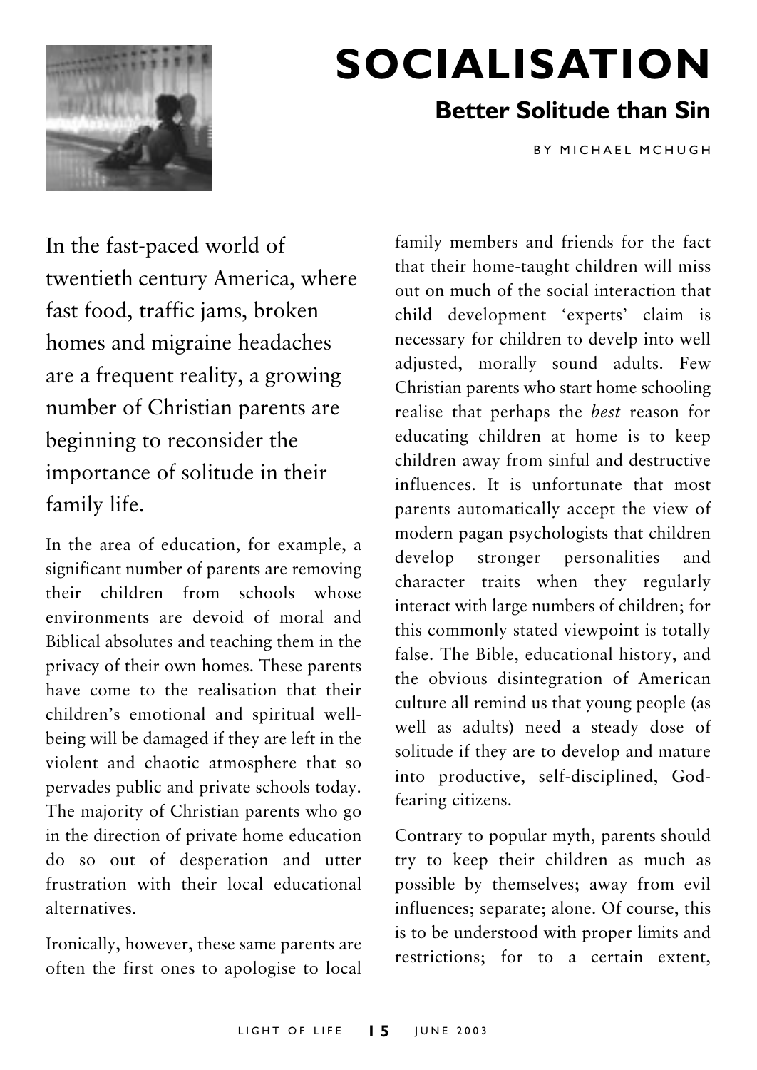# SOCIALISATION

## Better Solitude than Sin

BY MICHAEL MCHUGH

In the fast-paced world of twentieth century America, where fast food, traffic jams, broken homes and migraine headaches are a frequent reality, a growing number of Christian parents are beginning to reconsider the importance of solitude in their family life.

In the area of education, for example, a significant number of parents are removing their children from schools whose environments are devoid of moral and Biblical absolutes and teaching them in the privacy of their own homes. These parents have come to the realisation that their children's emotional and spiritual well-being will be damaged if they are left in the violent and chaotic atmosphere that so pervades public and private schools today. The majority of Christian parents who go in the direction of private home education do so out of desperation and utter frustration with their local educational alternatives.

Ironically, however, these same parents are often the first ones to apologise to local family members and friends for the fact that their home-taught children will miss out on much of the social interaction that child development 'experts' claim is necessary for children to develp into well adjusted, morally sound adults. Few Christian parents who start home schooling realise that perhaps the *best* reason for educating children at home is to keep children away from sinful and destructive influences. It is unfortunate that most parents automatically accept the view of modern pagan psychologists that children develop stronger personalities and character traits when they regularly interact with large numbers of children; for this commonly stated viewpoint is totally false. The Bible, educational history, and the obvious disintegration of American culture all remind us that young people (as well as adults) need a steady dose of solitude if they are to develop and mature into productive, self-disciplined, God-fearing citizens.

Contrary to popular myth, parents should try to keep their children as much as possible by themselves; away from evil influences; separate; alone. Of course, this is to be understood with proper limits and restrictions; for to a certain extent,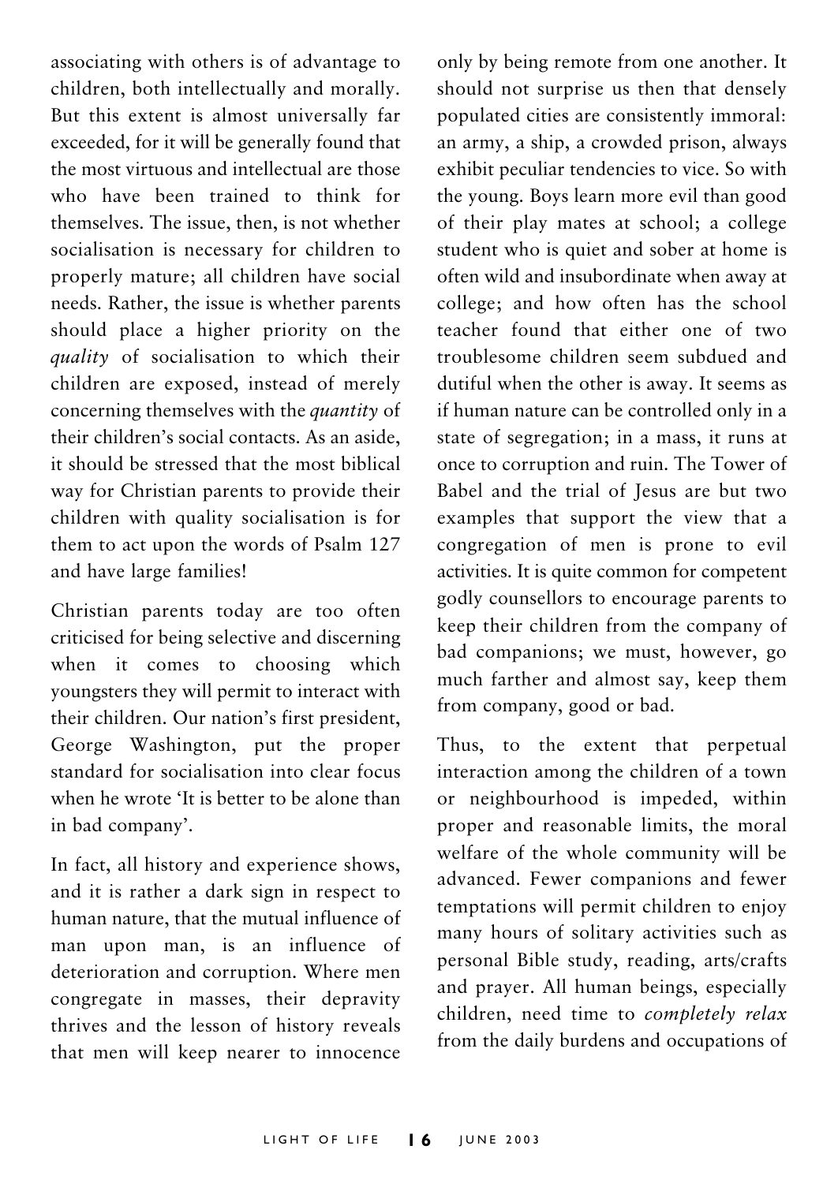associating with others is of advantage to children, both intellectually and morally. But this extent is almost universally far exceeded, for it will be generally found that the most virtuous and intellectual are those who have been trained to think for themselves. The issue, then, is not whether socialisation is necessary for children to properly mature; all children have social needs. Rather, the issue is whether parents should place a higher priority on the *quality* of socialisation to which their children are exposed, instead of merely concerning themselves with the *quantity* of their children's social contacts. As an aside, it should be stressed that the most biblical way for Christian parents to provide their children with quality socialisation is for them to act upon the words of Psalm 127 and have large families!

Christian parents today are too often criticised for being selective and discerning when it comes to choosing which youngsters they will permit to interact with their children. Our nation's first president, George Washington, put the proper standard for socialisation into clear focus when he wrote 'It is better to be alone than in bad company'.

In fact, all history and experience shows, and it is rather a dark sign in respect to human nature, that the mutual influence of man upon man, is an influence of deterioration and corruption. Where men congregate in masses, their depravity thrives and the lesson of history reveals that men will keep nearer to innocence only by being remote from one another. It should not surprise us then that densely populated cities are consistently immoral: an army, a ship, a crowded prison, always exhibit peculiar tendencies to vice. So with the young. Boys learn more evil than good of their play mates at school; a college student who is quiet and sober at home is often wild and insubordinate when away at college; and how often has the school teacher found that either one of two troublesome children seem subdued and dutiful when the other is away. It seems as if human nature can be controlled only in a state of segregation; in a mass, it runs at once to corruption and ruin. The Tower of Babel and the trial of Jesus are but two examples that support the view that a congregation of men is prone to evil activities. It is quite common for competent godly counsellors to encourage parents to keep their children from the company of bad companions; we must, however, go much farther and almost say, keep them from company, good or bad.

Thus, to the extent that perpetual interaction among the children of a town or neighbourhood is impeded, within proper and reasonable limits, the moral welfare of the whole community will be advanced. Fewer companions and fewer temptations will permit children to enjoy many hours of solitary activities such as personal Bible study, reading, arts/crafts and prayer. All human beings, especially children, need time to *completely relax* from the daily burdens and occupations of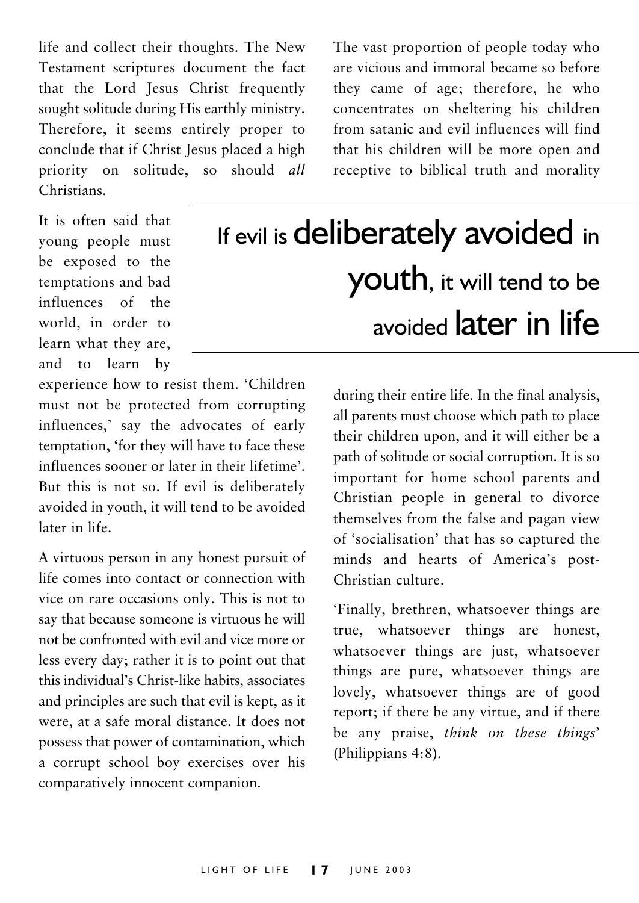life and collect their thoughts. The New Testament scriptures document the fact that the Lord Jesus Christ frequently sought solitude during His earthly ministry. Therefore, it seems entirely proper to conclude that if Christ Jesus placed a high priority on solitude, so should *all* Christians.

It is often said that young people must be exposed to the temptations and bad influences of the world, in order to learn what they are, and to learn by experience how to resist them. 'Children must not be protected from corrupting influences,' say the advocates of early temptation, 'for they will have to face these influences sooner or later in their lifetime'. But this is not so. If evil is deliberately avoided in youth, it will tend to be avoided later in life.

A virtuous person in any honest pursuit of life comes into contact or connection with vice on rare occasions only. This is not to say that because someone is virtuous he will not be confronted with evil and vice more or less every day; rather it is to point out that this individual's Christ-like habits, associates and principles are such that evil is kept, as it were, at a safe moral distance. It does not possess that power of contamination, which a corrupt school boy exercises over his comparatively innocent companion.

The vast proportion of people today who are vicious and immoral became so before they came of age; therefore, he who concentrates on sheltering his children from satanic and evil influences will find that his children will be more open and receptive to biblical truth and morality during their entire life. In the final analysis, all parents must choose which path to place their children upon, and it will either be a path of solitude or social corruption. It is so important for home school parents and Christian people in general to divorce themselves from the false and pagan view of 'socialisation' that has so captured the minds and hearts of America's post-Christian culture.

> If evil is **deliberately avoided** in **youth**, it will tend to be avoided **later in life**

'Finally, brethren, whatsoever things are true, whatsoever things are honest, whatsoever things are just, whatsoever things are pure, whatsoever things are lovely, whatsoever things are of good report; if there be any virtue, and if there be any praise, *think on these things*' (Philippians 4:8).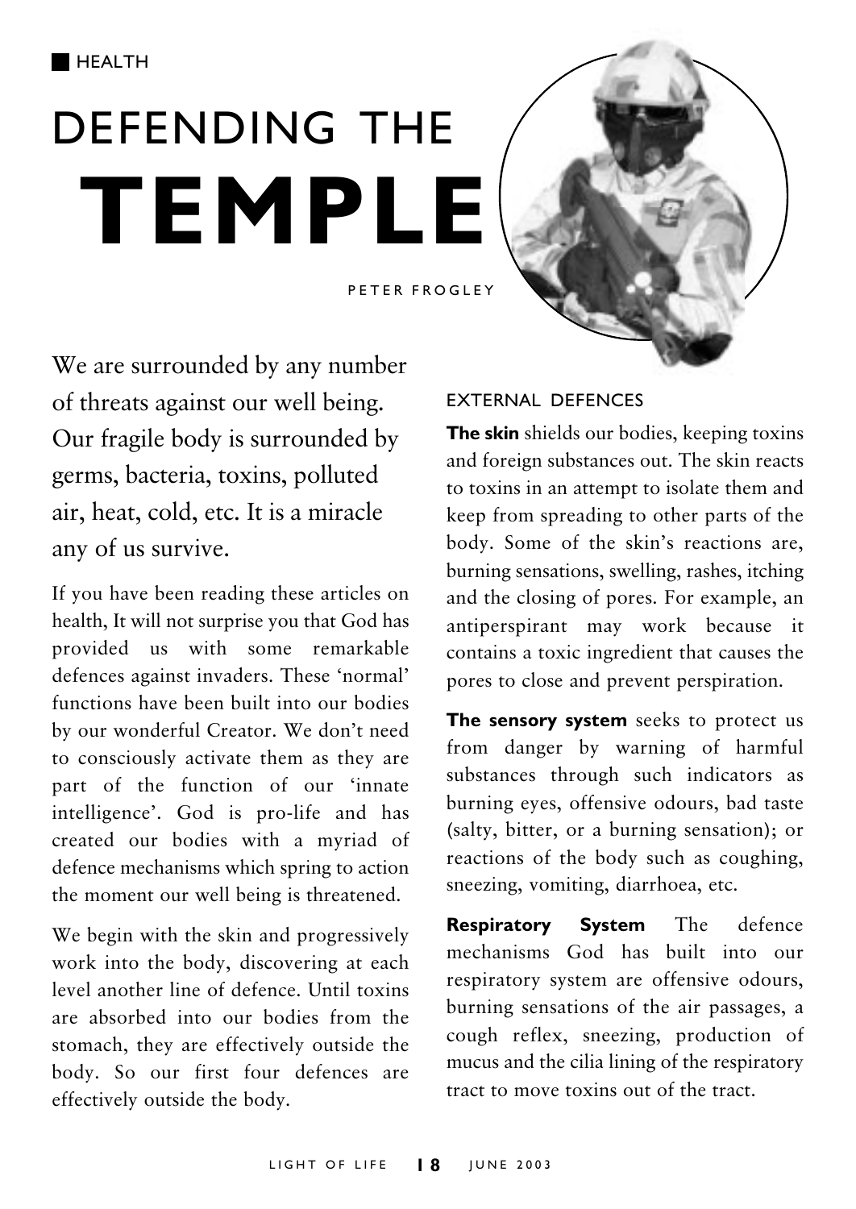HEALTH

# DEFENDING THE TEMPLE

PETER FROGLEY

We are surrounded by any number of threats against our well being. Our fragile body is surrounded by germs, bacteria, toxins, polluted air, heat, cold, etc. It is a miracle any of us survive.

If you have been reading these articles on health, It will not surprise you that God has provided us with some remarkable defences against invaders. These 'normal' functions have been built into our bodies by our wonderful Creator. We don't need to consciously activate them as they are part of the function of our 'innate intelligence'. God is pro-life and has created our bodies with a myriad of defence mechanisms which spring to action the moment our well being is threatened.

We begin with the skin and progressively work into the body, discovering at each level another line of defence. Until toxins are absorbed into our bodies from the stomach, they are effectively outside the body. So our first four defences are effectively outside the body.

## EXTERNAL DEFENCES

**The skin** shields our bodies, keeping toxins and foreign substances out. The skin reacts to toxins in an attempt to isolate them and keep from spreading to other parts of the body. Some of the skin's reactions are, burning sensations, swelling, rashes, itching and the closing of pores. For example, an antiperspirant may work because it contains a toxic ingredient that causes the pores to close and prevent perspiration.

**The sensory system** seeks to protect us from danger by warning of harmful substances through such indicators as burning eyes, offensive odours, bad taste (salty, bitter, or a burning sensation); or reactions of the body such as coughing, sneezing, vomiting, diarrhoea, etc.

**Respiratory System** The defence mechanisms God has built into our respiratory system are offensive odours, burning sensations of the air passages, a cough reflex, sneezing, production of mucus and the cilia lining of the respiratory tract to move toxins out of the tract.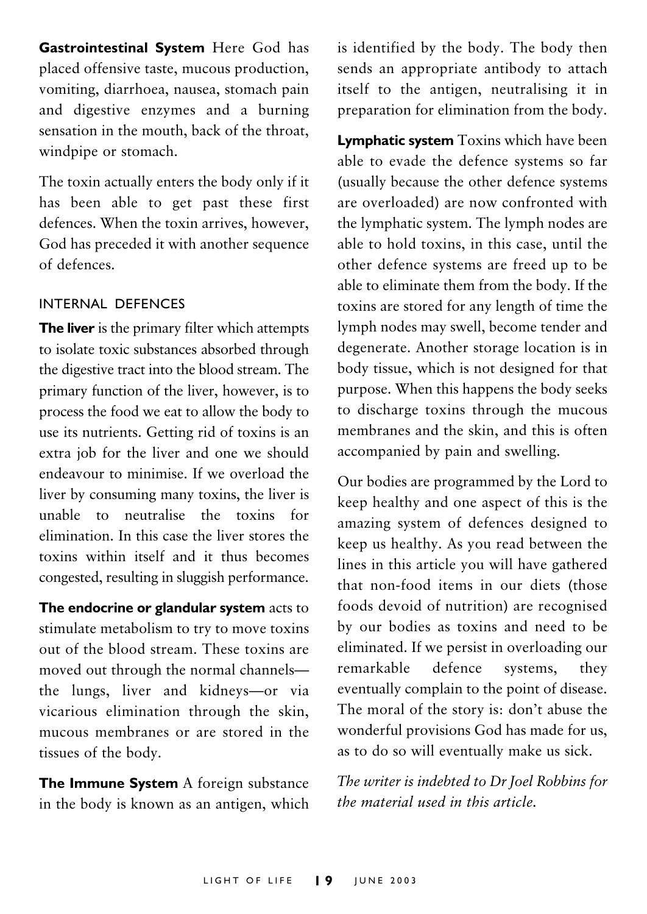**Gastrointestinal System** Here God has placed offensive taste, mucous production, vomiting, diarrhoea, nausea, stomach pain and digestive enzymes and a burning sensation in the mouth, back of the throat, windpipe or stomach.

The toxin actually enters the body only if it has been able to get past these first defences. When the toxin arrives, however, God has preceded it with another sequence of defences.

## INTERNAL DEFENCES

**The liver** is the primary filter which attempts to isolate toxic substances absorbed through the digestive tract into the blood stream. The primary function of the liver, however, is to process the food we eat to allow the body to use its nutrients. Getting rid of toxins is an extra job for the liver and one we should endeavour to minimise. If we overload the liver by consuming many toxins, the liver is unable to neutralise the toxins for elimination. In this case the liver stores the toxins within itself and it thus becomes congested, resulting in sluggish performance.

**The endocrine or glandular system** acts to stimulate metabolism to try to move toxins out of the blood stream. These toxins are moved out through the normal channels—the lungs, liver and kidneys—or via vicarious elimination through the skin, mucous membranes or are stored in the tissues of the body.

**The Immune System** A foreign substance in the body is known as an antigen, which is identified by the body. The body then sends an appropriate antibody to attach itself to the antigen, neutralising it in preparation for elimination from the body.

**Lymphatic system** Toxins which have been able to evade the defence systems so far (usually because the other defence systems are overloaded) are now confronted with the lymphatic system. The lymph nodes are able to hold toxins, in this case, until the other defence systems are freed up to be able to eliminate them from the body. If the toxins are stored for any length of time the lymph nodes may swell, become tender and degenerate. Another storage location is in body tissue, which is not designed for that purpose. When this happens the body seeks to discharge toxins through the mucous membranes and the skin, and this is often accompanied by pain and swelling.

Our bodies are programmed by the Lord to keep healthy and one aspect of this is the amazing system of defences designed to keep us healthy. As you read between the lines in this article you will have gathered that non-food items in our diets (those foods devoid of nutrition) are recognised by our bodies as toxins and need to be eliminated. If we persist in overloading our remarkable defence systems, they eventually complain to the point of disease. The moral of the story is: don't abuse the wonderful provisions God has made for us, as to do so will eventually make us sick.

*The writer is indebted to Dr Joel Robbins for the material used in this article.*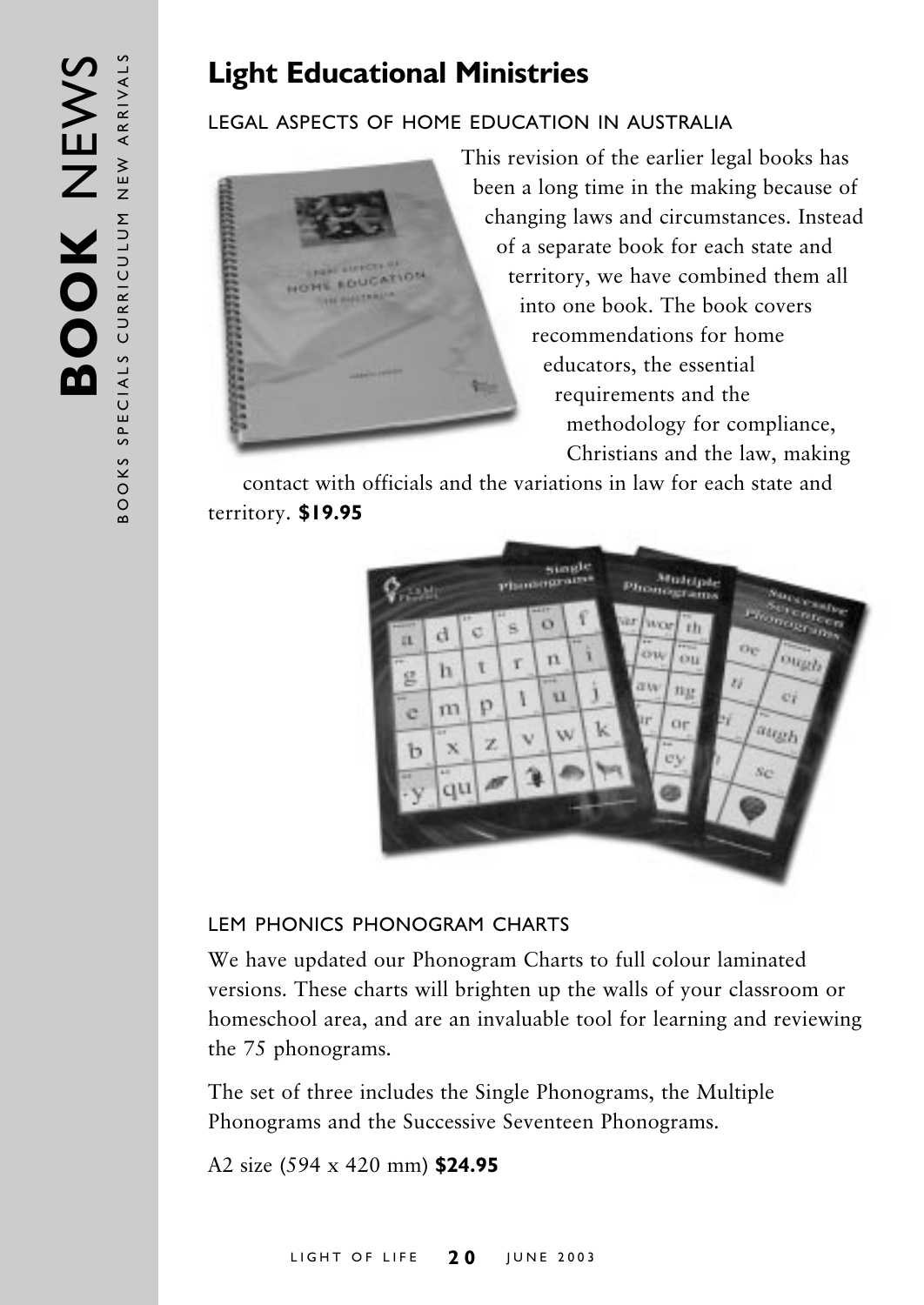## Light Educational Ministries

### LEGAL ASPECTS OF HOME EDUCATION IN AUSTRALIA

This revision of the earlier legal books has been a long time in the making because of changing laws and circumstances. Instead of a separate book for each state and territory, we have combined them all into one book. The book covers recommendations for home educators, the essential requirements and the methodology for compliance, Christians and the law, making contact with officials and the variations in law for each state and territory. **$19.95**

### LEM PHONICS PHONOGRAM CHARTS

We have updated our Phonogram Charts to full colour laminated versions. These charts will brighten up the walls of your classroom or homeschool area, and are an invaluable tool for learning and reviewing the 75 phonograms.

The set of three includes the Single Phonograms, the Multiple Phonograms and the Successive Seventeen Phonograms.

A2 size (594 x 420 mm) **$24.95**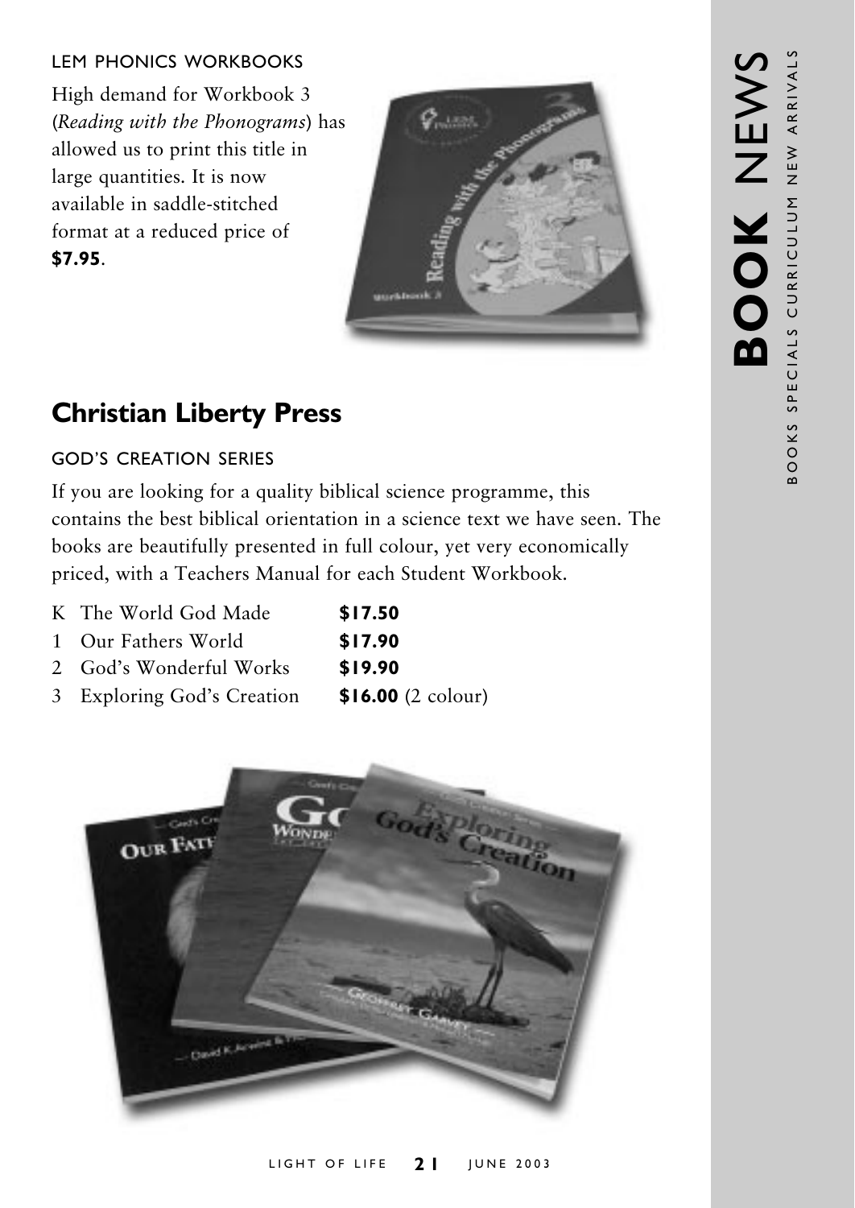### LEM PHONICS WORKBOOKS

High demand for Workbook 3 (*Reading with the Phonograms*) has allowed us to print this title in large quantities. It is now available in saddle-stitched format at a reduced price of **$7.95**.

## Christian Liberty Press

### GOD'S CREATION SERIES

If you are looking for a quality biblical science programme, this contains the best biblical orientation in a science text we have seen. The books are beautifully presented in full colour, yet very economically priced, with a Teachers Manual for each Student Workbook.

| | | |
|---|---|---|
| K | The World God Made | **$17.50** |
| 1 | Our Fathers World | **$17.90** |
| 2 | God's Wonderful Works | **$19.90** |
| 3 | Exploring God's Creation | **$16.00** (2 colour) |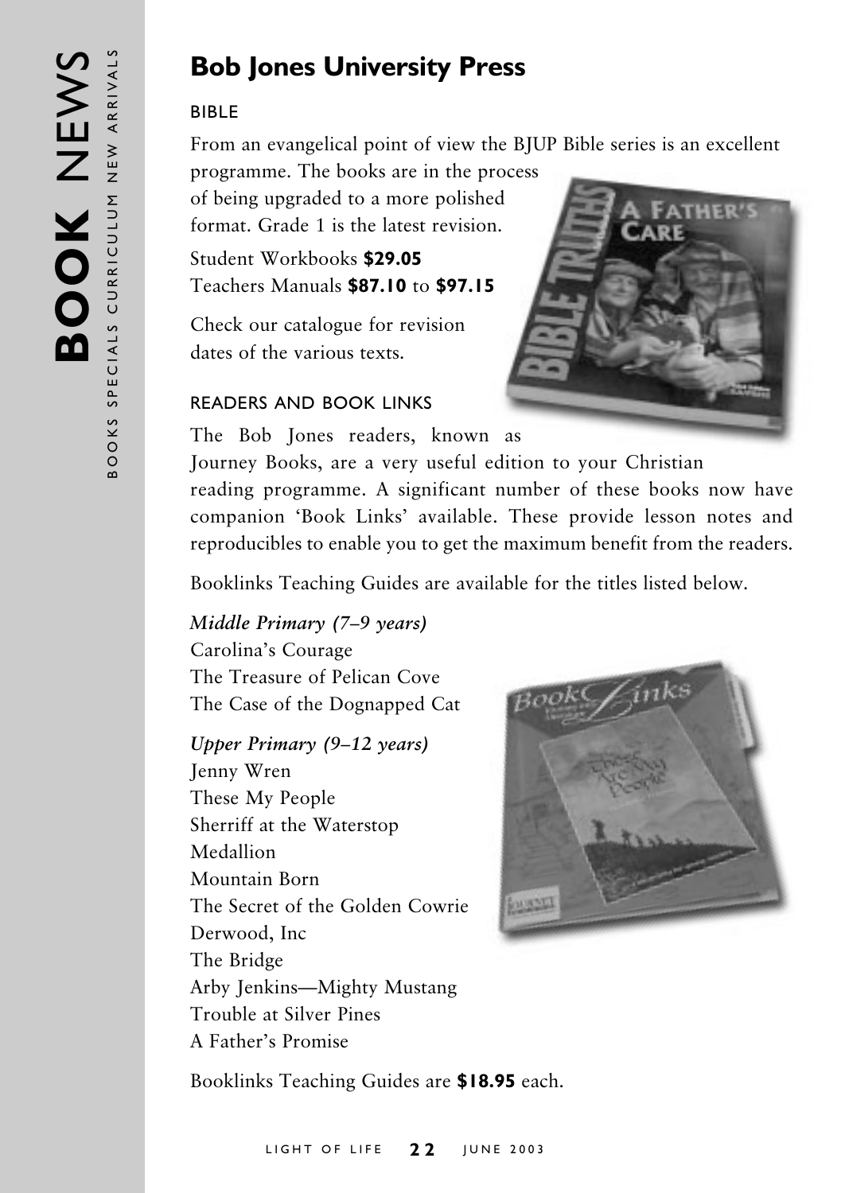# Bob Jones University Press

## BIBLE

From an evangelical point of view the BJUP Bible series is an excellent programme. The books are in the process of being upgraded to a more polished format. Grade 1 is the latest revision.

Student Workbooks **$29.05**
Teachers Manuals **$87.10** to **$97.15**

Check our catalogue for revision dates of the various texts.

## READERS AND BOOK LINKS

The Bob Jones readers, known as Journey Books, are a very useful edition to your Christian reading programme. A significant number of these books now have companion 'Book Links' available. These provide lesson notes and reproducibles to enable you to get the maximum benefit from the readers.

Booklinks Teaching Guides are available for the titles listed below.

*Middle Primary (7–9 years)*
Carolina's Courage
The Treasure of Pelican Cove
The Case of the Dognapped Cat

*Upper Primary (9–12 years)*
Jenny Wren
These My People
Sherriff at the Waterstop
Medallion
Mountain Born
The Secret of the Golden Cowrie
Derwood, Inc
The Bridge
Arby Jenkins—Mighty Mustang
Trouble at Silver Pines
A Father's Promise

Booklinks Teaching Guides are **$18.95** each.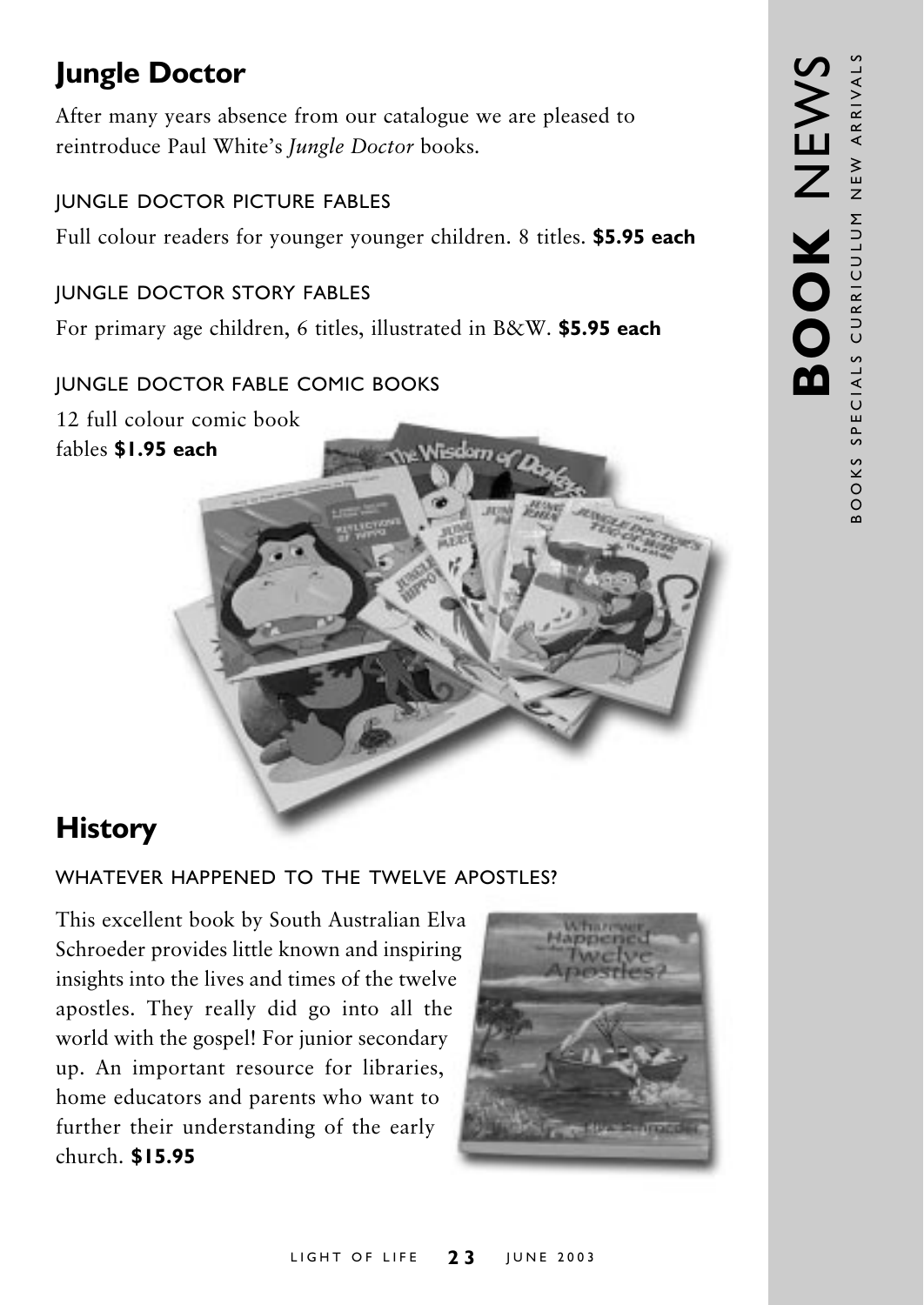## Jungle Doctor

After many years absence from our catalogue we are pleased to reintroduce Paul White's *Jungle Doctor* books.

### JUNGLE DOCTOR PICTURE FABLES

Full colour readers for younger younger children. 8 titles. **$5.95 each**

### JUNGLE DOCTOR STORY FABLES

For primary age children, 6 titles, illustrated in B&W. **$5.95 each**

### JUNGLE DOCTOR FABLE COMIC BOOKS

12 full colour comic book fables **$1.95 each**

## History

### WHATEVER HAPPENED TO THE TWELVE APOSTLES?

This excellent book by South Australian Elva Schroeder provides little known and inspiring insights into the lives and times of the twelve apostles. They really did go into all the world with the gospel! For junior secondary up. An important resource for libraries, home educators and parents who want to further their understanding of the early church. **$15.95**

**BOOK** NEWS

BOOKS SPECIALS CURRICULUM NEW ARRIVALS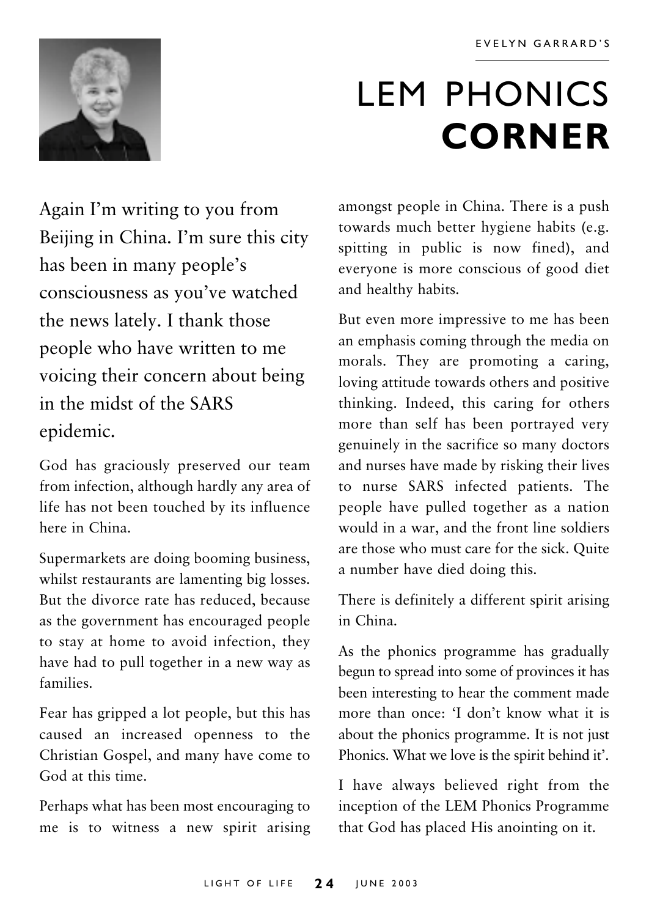EVELYN GARRARD'S

# LEM PHONICS **CORNER**

Again I'm writing to you from Beijing in China. I'm sure this city has been in many people's consciousness as you've watched the news lately. I thank those people who have written to me voicing their concern about being in the midst of the SARS epidemic.

God has graciously preserved our team from infection, although hardly any area of life has not been touched by its influence here in China.

Supermarkets are doing booming business, whilst restaurants are lamenting big losses. But the divorce rate has reduced, because as the government has encouraged people to stay at home to avoid infection, they have had to pull together in a new way as families.

Fear has gripped a lot people, but this has caused an increased openness to the Christian Gospel, and many have come to God at this time.

Perhaps what has been most encouraging to me is to witness a new spirit arising amongst people in China. There is a push towards much better hygiene habits (e.g. spitting in public is now fined), and everyone is more conscious of good diet and healthy habits.

But even more impressive to me has been an emphasis coming through the media on morals. They are promoting a caring, loving attitude towards others and positive thinking. Indeed, this caring for others more than self has been portrayed very genuinely in the sacrifice so many doctors and nurses have made by risking their lives to nurse SARS infected patients. The people have pulled together as a nation would in a war, and the front line soldiers are those who must care for the sick. Quite a number have died doing this.

There is definitely a different spirit arising in China.

As the phonics programme has gradually begun to spread into some of provinces it has been interesting to hear the comment made more than once: 'I don't know what it is about the phonics programme. It is not just Phonics. What we love is the spirit behind it'.

I have always believed right from the inception of the LEM Phonics Programme that God has placed His anointing on it.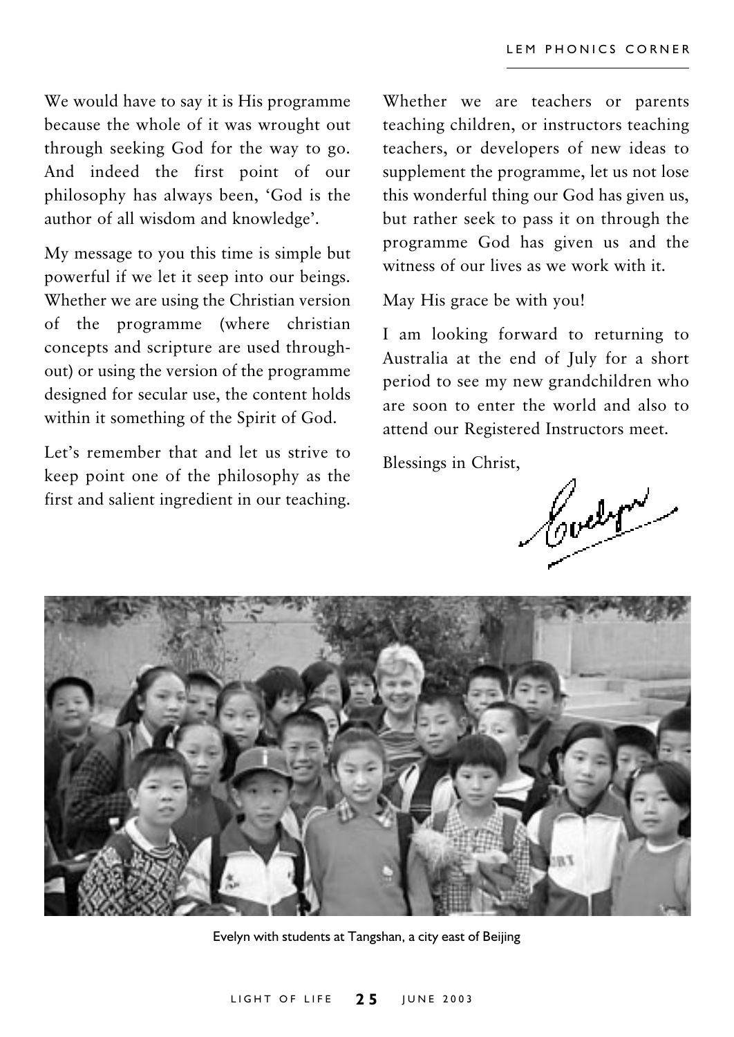We would have to say it is His programme because the whole of it was wrought out through seeking God for the way to go. And indeed the first point of our philosophy has always been, 'God is the author of all wisdom and knowledge'.

My message to you this time is simple but powerful if we let it seep into our beings. Whether we are using the Christian version of the programme (where christian concepts and scripture are used throughout) or using the version of the programme designed for secular use, the content holds within it something of the Spirit of God.

Let's remember that and let us strive to keep point one of the philosophy as the first and salient ingredient in our teaching.

Whether we are teachers or parents teaching children, or instructors teaching teachers, or developers of new ideas to supplement the programme, let us not lose this wonderful thing our God has given us, but rather seek to pass it on through the programme God has given us and the witness of our lives as we work with it.

May His grace be with you!

I am looking forward to returning to Australia at the end of July for a short period to see my new grandchildren who are soon to enter the world and also to attend our Registered Instructors meet.

Blessings in Christ,

Evelyn

Evelyn with students at Tangshan, a city east of Beijing